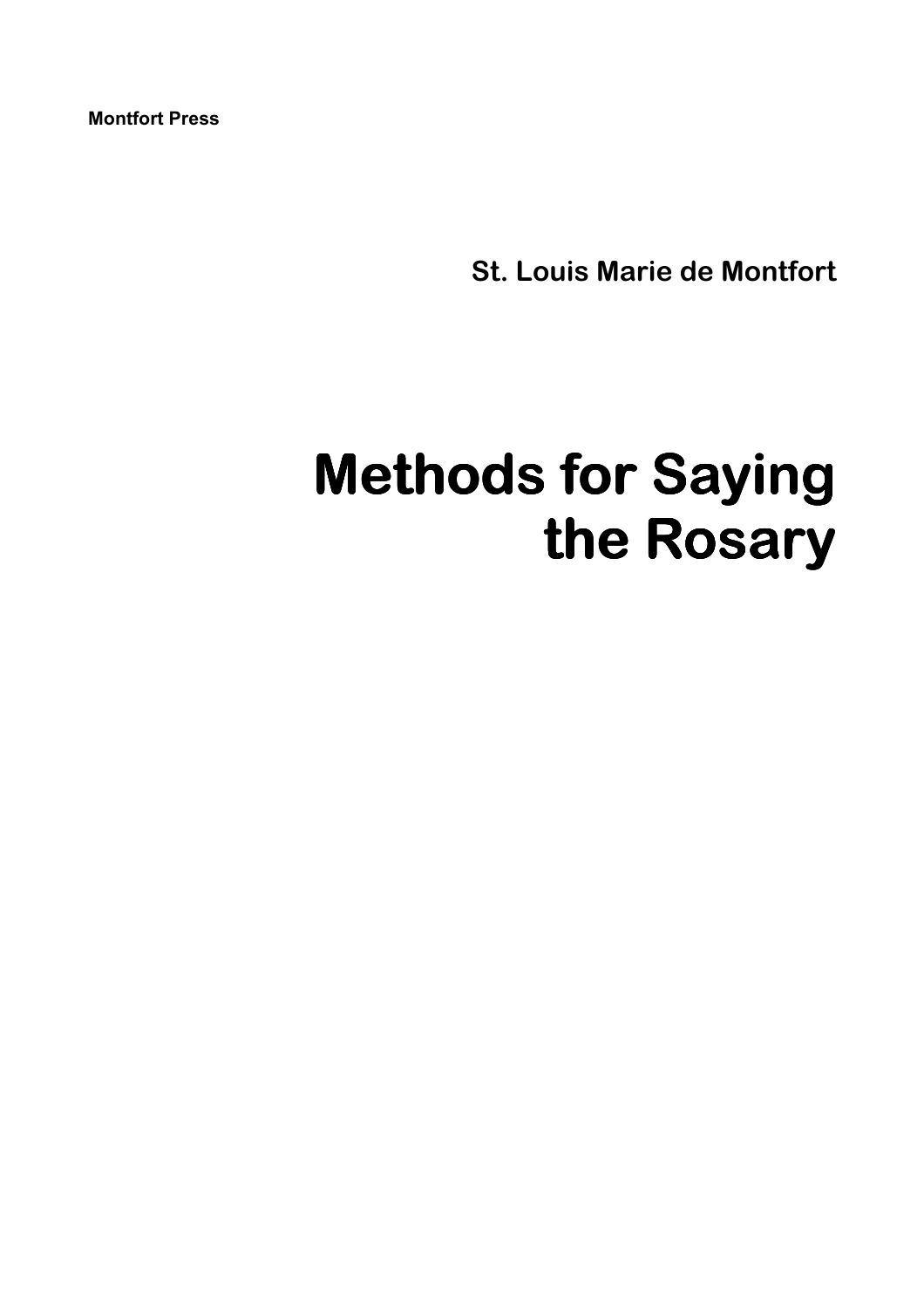**Montfort Press**

**St. Louis Marie de Montfort**

# Methods for Saying the Rosary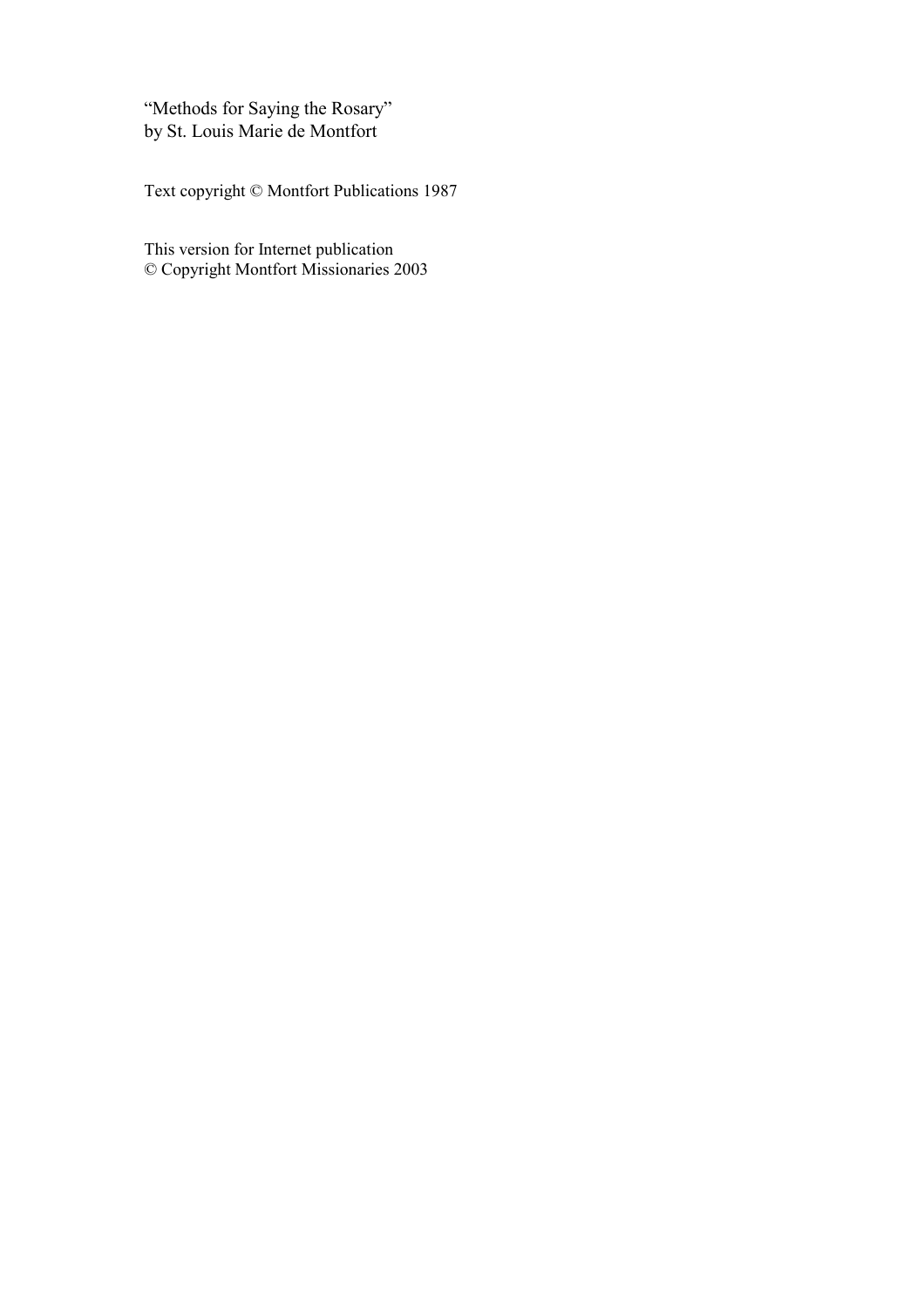"Methods for Saying the Rosary"
by St. Louis Marie de Montfort

Text copyright © Montfort Publications 1987

This version for Internet publication
© Copyright Montfort Missionaries 2003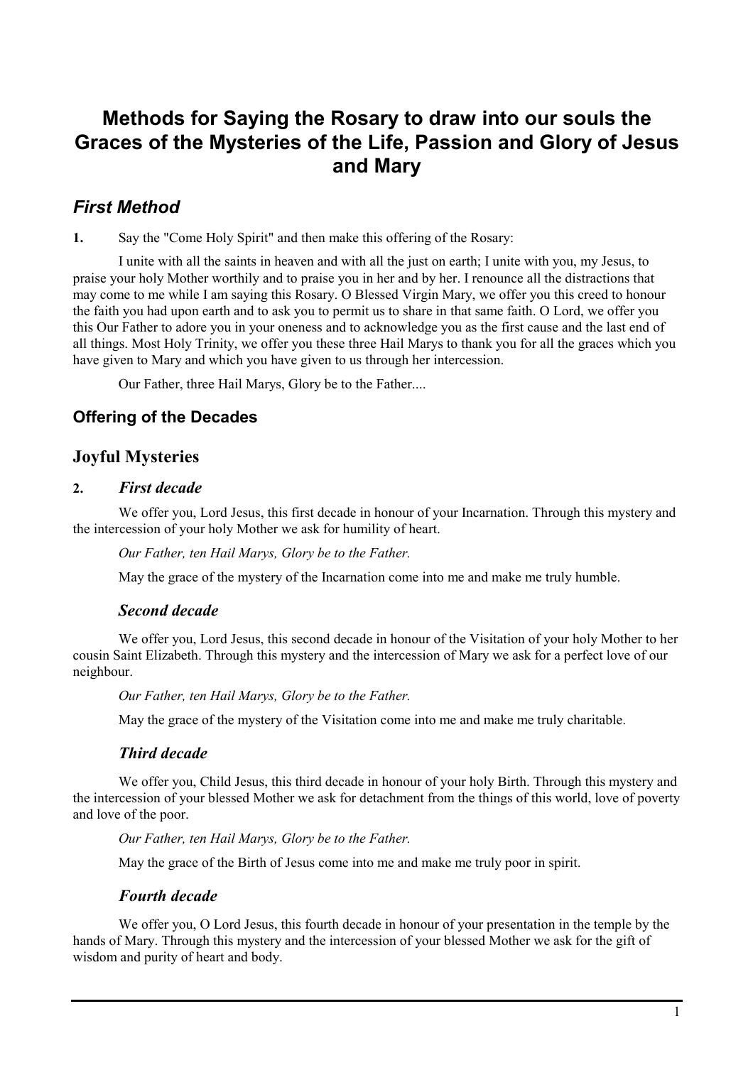# Methods for Saying the Rosary to draw into our souls the Graces of the Mysteries of the Life, Passion and Glory of Jesus and Mary

## *First Method*

**1.** Say the "Come Holy Spirit" and then make this offering of the Rosary:

I unite with all the saints in heaven and with all the just on earth; I unite with you, my Jesus, to praise your holy Mother worthily and to praise you in her and by her. I renounce all the distractions that may come to me while I am saying this Rosary. O Blessed Virgin Mary, we offer you this creed to honour the faith you had upon earth and to ask you to permit us to share in that same faith. O Lord, we offer you this Our Father to adore you in your oneness and to acknowledge you as the first cause and the last end of all things. Most Holy Trinity, we offer you these three Hail Marys to thank you for all the graces which you have given to Mary and which you have given to us through her intercession.

Our Father, three Hail Marys, Glory be to the Father....

### Offering of the Decades

### Joyful Mysteries

**2.** ***First decade***

We offer you, Lord Jesus, this first decade in honour of your Incarnation. Through this mystery and the intercession of your holy Mother we ask for humility of heart.

*Our Father, ten Hail Marys, Glory be to the Father.*

May the grace of the mystery of the Incarnation come into me and make me truly humble.

***Second decade***

We offer you, Lord Jesus, this second decade in honour of the Visitation of your holy Mother to her cousin Saint Elizabeth. Through this mystery and the intercession of Mary we ask for a perfect love of our neighbour.

*Our Father, ten Hail Marys, Glory be to the Father.*

May the grace of the mystery of the Visitation come into me and make me truly charitable.

***Third decade***

We offer you, Child Jesus, this third decade in honour of your holy Birth. Through this mystery and the intercession of your blessed Mother we ask for detachment from the things of this world, love of poverty and love of the poor.

*Our Father, ten Hail Marys, Glory be to the Father.*

May the grace of the Birth of Jesus come into me and make me truly poor in spirit.

***Fourth decade***

We offer you, O Lord Jesus, this fourth decade in honour of your presentation in the temple by the hands of Mary. Through this mystery and the intercession of your blessed Mother we ask for the gift of wisdom and purity of heart and body.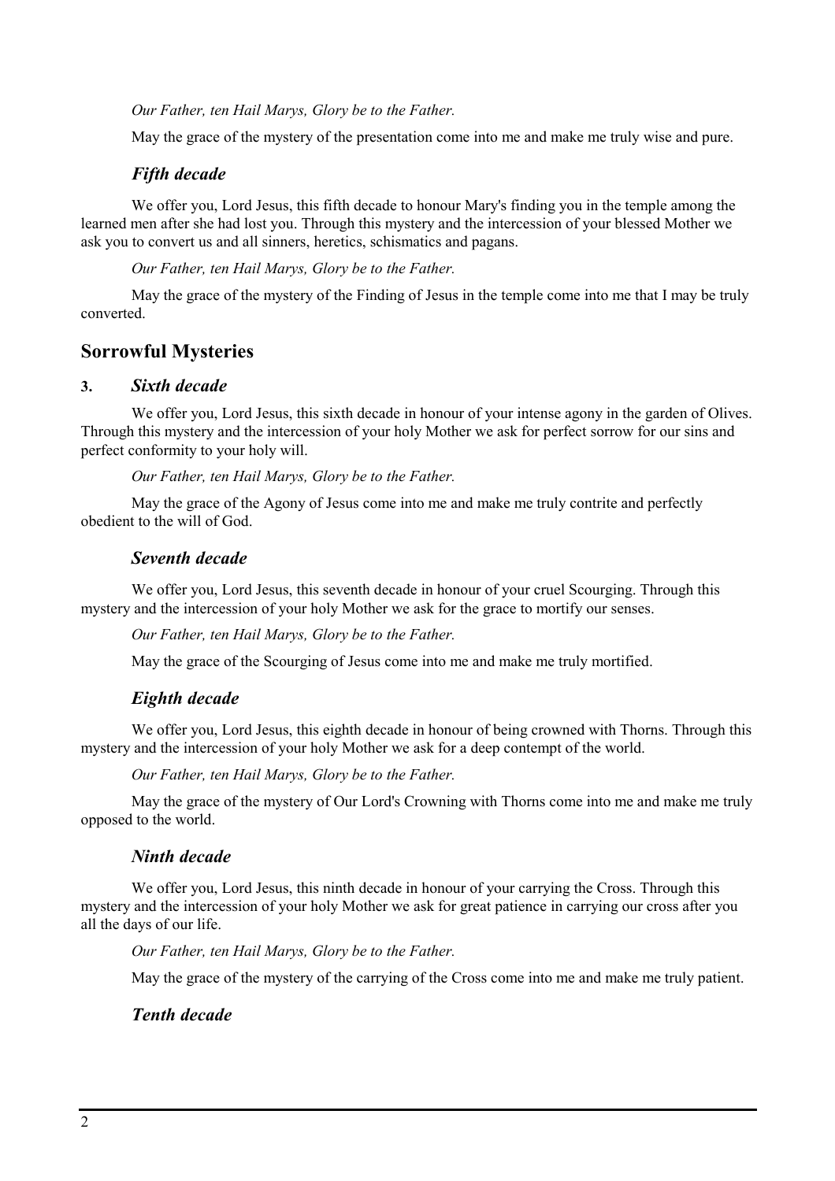*Our Father, ten Hail Marys, Glory be to the Father.*

May the grace of the mystery of the presentation come into me and make me truly wise and pure.

### *Fifth decade*

We offer you, Lord Jesus, this fifth decade to honour Mary's finding you in the temple among the learned men after she had lost you. Through this mystery and the intercession of your blessed Mother we ask you to convert us and all sinners, heretics, schismatics and pagans.

*Our Father, ten Hail Marys, Glory be to the Father.*

May the grace of the mystery of the Finding of Jesus in the temple come into me that I may be truly converted.

## Sorrowful Mysteries

### 3. *Sixth decade*

We offer you, Lord Jesus, this sixth decade in honour of your intense agony in the garden of Olives. Through this mystery and the intercession of your holy Mother we ask for perfect sorrow for our sins and perfect conformity to your holy will.

*Our Father, ten Hail Marys, Glory be to the Father.*

May the grace of the Agony of Jesus come into me and make me truly contrite and perfectly obedient to the will of God.

### *Seventh decade*

We offer you, Lord Jesus, this seventh decade in honour of your cruel Scourging. Through this mystery and the intercession of your holy Mother we ask for the grace to mortify our senses.

*Our Father, ten Hail Marys, Glory be to the Father.*

May the grace of the Scourging of Jesus come into me and make me truly mortified.

### *Eighth decade*

We offer you, Lord Jesus, this eighth decade in honour of being crowned with Thorns. Through this mystery and the intercession of your holy Mother we ask for a deep contempt of the world.

*Our Father, ten Hail Marys, Glory be to the Father.*

May the grace of the mystery of Our Lord's Crowning with Thorns come into me and make me truly opposed to the world.

### *Ninth decade*

We offer you, Lord Jesus, this ninth decade in honour of your carrying the Cross. Through this mystery and the intercession of your holy Mother we ask for great patience in carrying our cross after you all the days of our life.

*Our Father, ten Hail Marys, Glory be to the Father.*

May the grace of the mystery of the carrying of the Cross come into me and make me truly patient.

### *Tenth decade*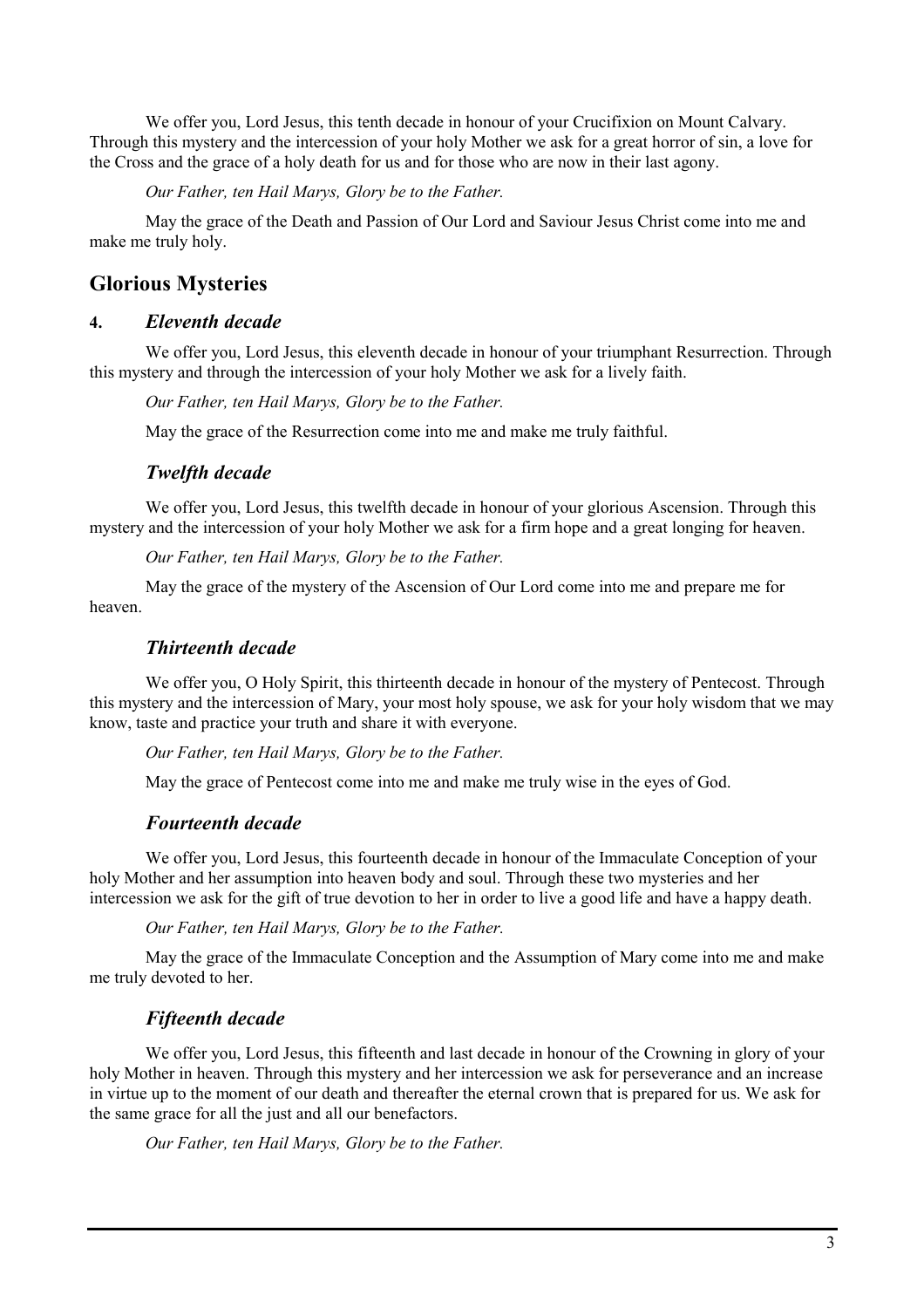We offer you, Lord Jesus, this tenth decade in honour of your Crucifixion on Mount Calvary. Through this mystery and the intercession of your holy Mother we ask for a great horror of sin, a love for the Cross and the grace of a holy death for us and for those who are now in their last agony.

*Our Father, ten Hail Marys, Glory be to the Father.*

May the grace of the Death and Passion of Our Lord and Saviour Jesus Christ come into me and make me truly holy.

## Glorious Mysteries

### 4. *Eleventh decade*

We offer you, Lord Jesus, this eleventh decade in honour of your triumphant Resurrection. Through this mystery and through the intercession of your holy Mother we ask for a lively faith.

*Our Father, ten Hail Marys, Glory be to the Father.*

May the grace of the Resurrection come into me and make me truly faithful.

### *Twelfth decade*

We offer you, Lord Jesus, this twelfth decade in honour of your glorious Ascension. Through this mystery and the intercession of your holy Mother we ask for a firm hope and a great longing for heaven.

*Our Father, ten Hail Marys, Glory be to the Father.*

May the grace of the mystery of the Ascension of Our Lord come into me and prepare me for heaven.

### *Thirteenth decade*

We offer you, O Holy Spirit, this thirteenth decade in honour of the mystery of Pentecost. Through this mystery and the intercession of Mary, your most holy spouse, we ask for your holy wisdom that we may know, taste and practice your truth and share it with everyone.

*Our Father, ten Hail Marys, Glory be to the Father.*

May the grace of Pentecost come into me and make me truly wise in the eyes of God.

### *Fourteenth decade*

We offer you, Lord Jesus, this fourteenth decade in honour of the Immaculate Conception of your holy Mother and her assumption into heaven body and soul. Through these two mysteries and her intercession we ask for the gift of true devotion to her in order to live a good life and have a happy death.

*Our Father, ten Hail Marys, Glory be to the Father.*

May the grace of the Immaculate Conception and the Assumption of Mary come into me and make me truly devoted to her.

### *Fifteenth decade*

We offer you, Lord Jesus, this fifteenth and last decade in honour of the Crowning in glory of your holy Mother in heaven. Through this mystery and her intercession we ask for perseverance and an increase in virtue up to the moment of our death and thereafter the eternal crown that is prepared for us. We ask for the same grace for all the just and all our benefactors.

*Our Father, ten Hail Marys, Glory be to the Father.*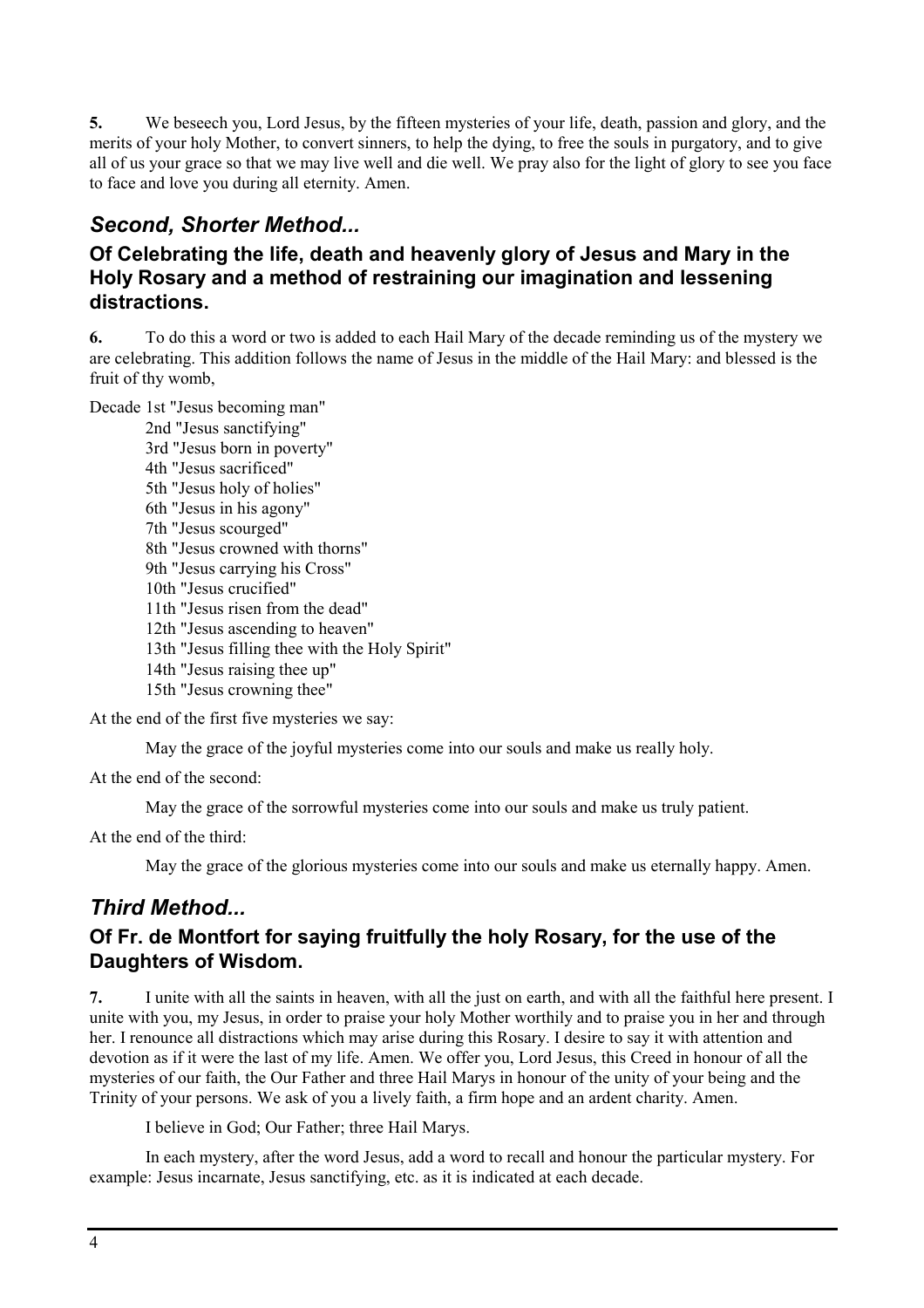**5.** We beseech you, Lord Jesus, by the fifteen mysteries of your life, death, passion and glory, and the merits of your holy Mother, to convert sinners, to help the dying, to free the souls in purgatory, and to give all of us your grace so that we may live well and die well. We pray also for the light of glory to see you face to face and love you during all eternity. Amen.

## *Second, Shorter Method...*

### Of Celebrating the life, death and heavenly glory of Jesus and Mary in the Holy Rosary and a method of restraining our imagination and lessening distractions.

**6.** To do this a word or two is added to each Hail Mary of the decade reminding us of the mystery we are celebrating. This addition follows the name of Jesus in the middle of the Hail Mary: and blessed is the fruit of thy womb,

Decade 1st "Jesus becoming man"
2nd "Jesus sanctifying"
3rd "Jesus born in poverty"
4th "Jesus sacrificed"
5th "Jesus holy of holies"
6th "Jesus in his agony"
7th "Jesus scourged"
8th "Jesus crowned with thorns"
9th "Jesus carrying his Cross"
10th "Jesus crucified"
11th "Jesus risen from the dead"
12th "Jesus ascending to heaven"
13th "Jesus filling thee with the Holy Spirit"
14th "Jesus raising thee up"
15th "Jesus crowning thee"

At the end of the first five mysteries we say:

May the grace of the joyful mysteries come into our souls and make us really holy.

At the end of the second:

May the grace of the sorrowful mysteries come into our souls and make us truly patient.

At the end of the third:

May the grace of the glorious mysteries come into our souls and make us eternally happy. Amen.

## *Third Method...*

### Of Fr. de Montfort for saying fruitfully the holy Rosary, for the use of the Daughters of Wisdom.

**7.** I unite with all the saints in heaven, with all the just on earth, and with all the faithful here present. I unite with you, my Jesus, in order to praise your holy Mother worthily and to praise you in her and through her. I renounce all distractions which may arise during this Rosary. I desire to say it with attention and devotion as if it were the last of my life. Amen. We offer you, Lord Jesus, this Creed in honour of all the mysteries of our faith, the Our Father and three Hail Marys in honour of the unity of your being and the Trinity of your persons. We ask of you a lively faith, a firm hope and an ardent charity. Amen.

I believe in God; Our Father; three Hail Marys.

In each mystery, after the word Jesus, add a word to recall and honour the particular mystery. For example: Jesus incarnate, Jesus sanctifying, etc. as it is indicated at each decade.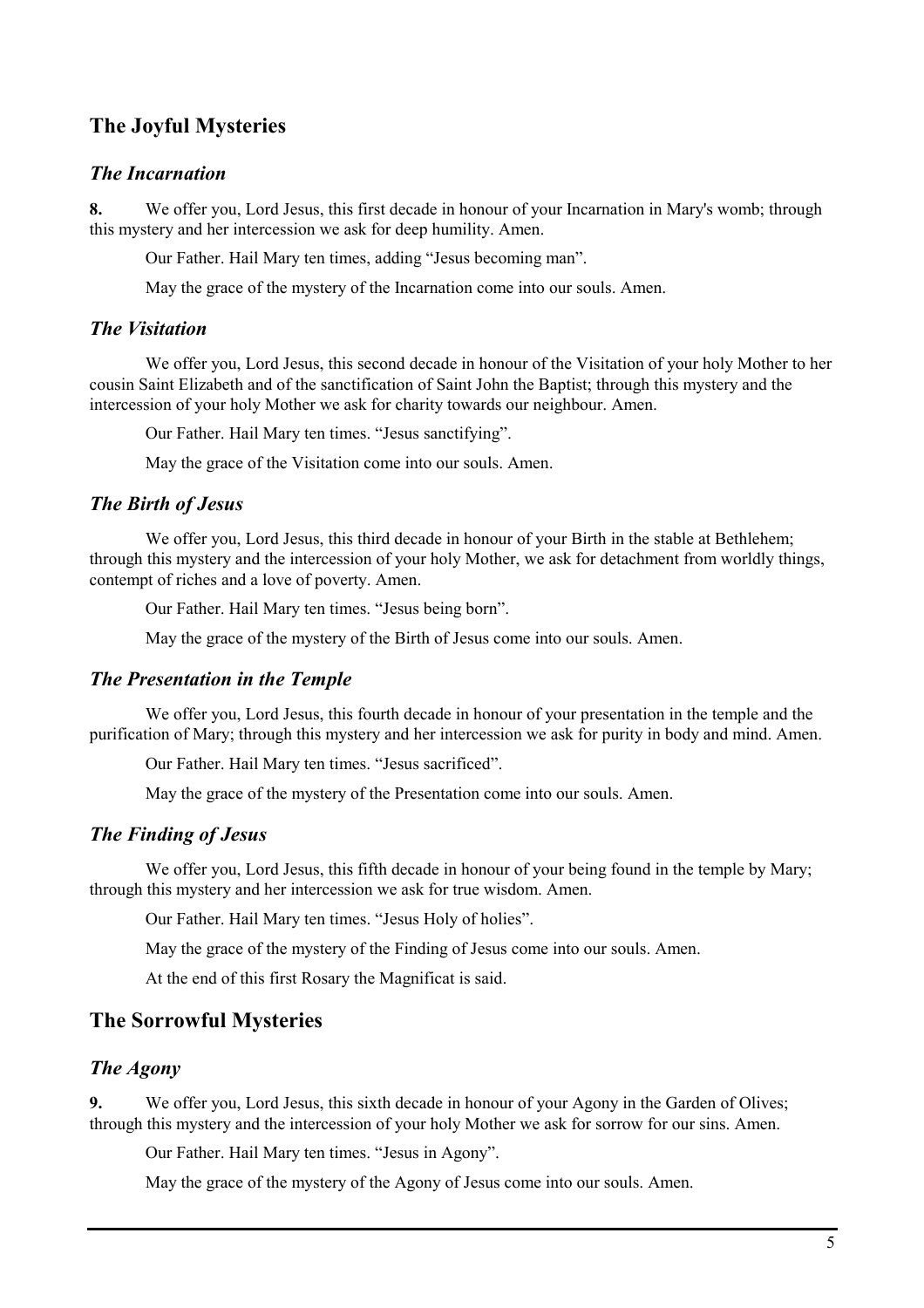## The Joyful Mysteries

### *The Incarnation*

**8.** We offer you, Lord Jesus, this first decade in honour of your Incarnation in Mary's womb; through this mystery and her intercession we ask for deep humility. Amen.

Our Father. Hail Mary ten times, adding "Jesus becoming man".

May the grace of the mystery of the Incarnation come into our souls. Amen.

### *The Visitation*

We offer you, Lord Jesus, this second decade in honour of the Visitation of your holy Mother to her cousin Saint Elizabeth and of the sanctification of Saint John the Baptist; through this mystery and the intercession of your holy Mother we ask for charity towards our neighbour. Amen.

Our Father. Hail Mary ten times. "Jesus sanctifying".

May the grace of the Visitation come into our souls. Amen.

### *The Birth of Jesus*

We offer you, Lord Jesus, this third decade in honour of your Birth in the stable at Bethlehem; through this mystery and the intercession of your holy Mother, we ask for detachment from worldly things, contempt of riches and a love of poverty. Amen.

Our Father. Hail Mary ten times. "Jesus being born".

May the grace of the mystery of the Birth of Jesus come into our souls. Amen.

### *The Presentation in the Temple*

We offer you, Lord Jesus, this fourth decade in honour of your presentation in the temple and the purification of Mary; through this mystery and her intercession we ask for purity in body and mind. Amen.

Our Father. Hail Mary ten times. "Jesus sacrificed".

May the grace of the mystery of the Presentation come into our souls. Amen.

### *The Finding of Jesus*

We offer you, Lord Jesus, this fifth decade in honour of your being found in the temple by Mary; through this mystery and her intercession we ask for true wisdom. Amen.

Our Father. Hail Mary ten times. "Jesus Holy of holies".

May the grace of the mystery of the Finding of Jesus come into our souls. Amen.

At the end of this first Rosary the Magnificat is said.

## The Sorrowful Mysteries

### *The Agony*

**9.** We offer you, Lord Jesus, this sixth decade in honour of your Agony in the Garden of Olives; through this mystery and the intercession of your holy Mother we ask for sorrow for our sins. Amen.

Our Father. Hail Mary ten times. "Jesus in Agony".

May the grace of the mystery of the Agony of Jesus come into our souls. Amen.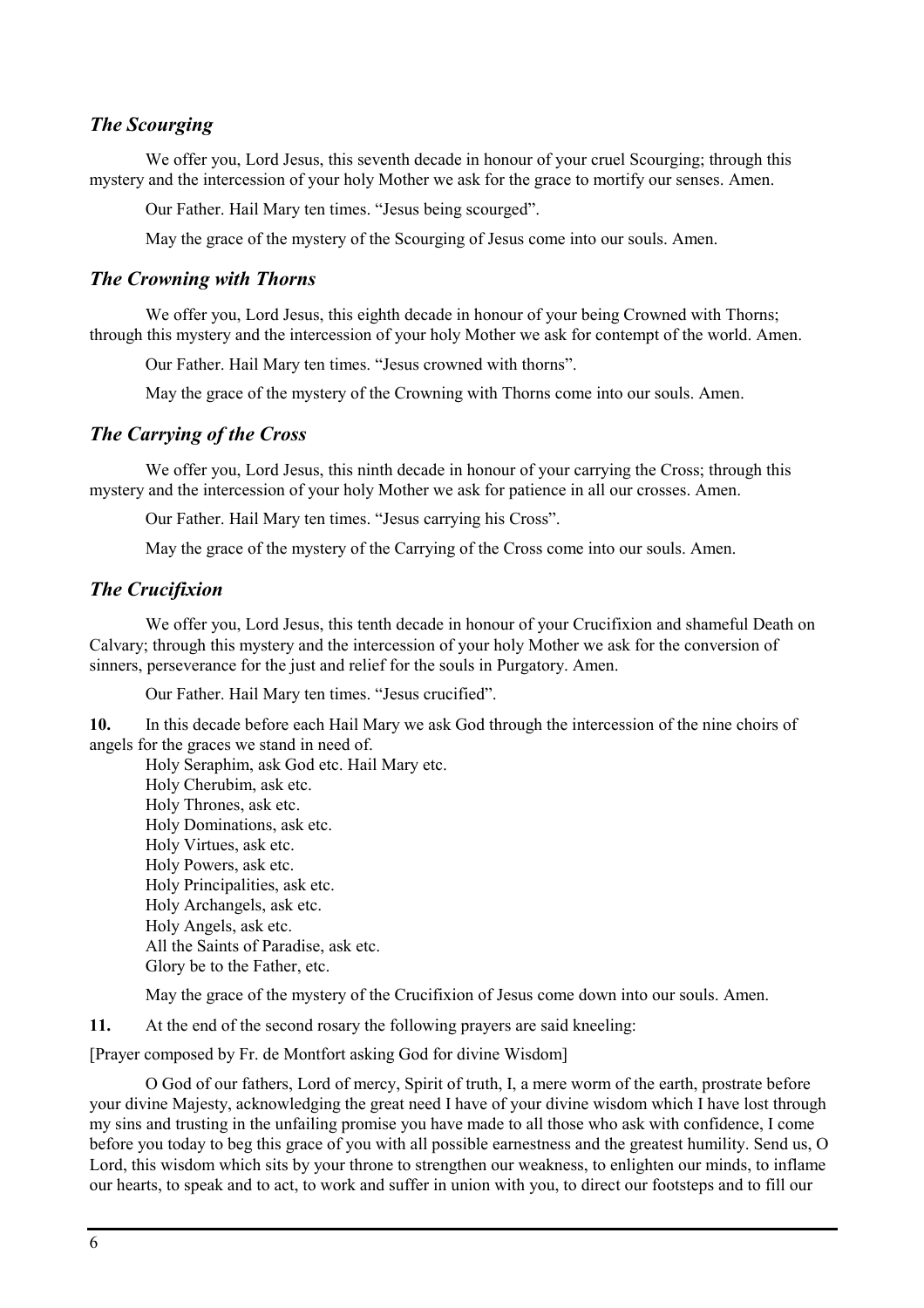### *The Scourging*

We offer you, Lord Jesus, this seventh decade in honour of your cruel Scourging; through this mystery and the intercession of your holy Mother we ask for the grace to mortify our senses. Amen.

Our Father. Hail Mary ten times. "Jesus being scourged".

May the grace of the mystery of the Scourging of Jesus come into our souls. Amen.

### *The Crowning with Thorns*

We offer you, Lord Jesus, this eighth decade in honour of your being Crowned with Thorns; through this mystery and the intercession of your holy Mother we ask for contempt of the world. Amen.

Our Father. Hail Mary ten times. "Jesus crowned with thorns".

May the grace of the mystery of the Crowning with Thorns come into our souls. Amen.

### *The Carrying of the Cross*

We offer you, Lord Jesus, this ninth decade in honour of your carrying the Cross; through this mystery and the intercession of your holy Mother we ask for patience in all our crosses. Amen.

Our Father. Hail Mary ten times. "Jesus carrying his Cross".

May the grace of the mystery of the Carrying of the Cross come into our souls. Amen.

### *The Crucifixion*

We offer you, Lord Jesus, this tenth decade in honour of your Crucifixion and shameful Death on Calvary; through this mystery and the intercession of your holy Mother we ask for the conversion of sinners, perseverance for the just and relief for the souls in Purgatory. Amen.

Our Father. Hail Mary ten times. "Jesus crucified".

**10.** In this decade before each Hail Mary we ask God through the intercession of the nine choirs of angels for the graces we stand in need of.

Holy Seraphim, ask God etc. Hail Mary etc.
Holy Cherubim, ask etc.
Holy Thrones, ask etc.
Holy Dominations, ask etc.
Holy Virtues, ask etc.
Holy Powers, ask etc.
Holy Principalities, ask etc.
Holy Archangels, ask etc.
Holy Angels, ask etc.
All the Saints of Paradise, ask etc.
Glory be to the Father, etc.

May the grace of the mystery of the Crucifixion of Jesus come down into our souls. Amen.

**11.** At the end of the second rosary the following prayers are said kneeling:

[Prayer composed by Fr. de Montfort asking God for divine Wisdom]

O God of our fathers, Lord of mercy, Spirit of truth, I, a mere worm of the earth, prostrate before your divine Majesty, acknowledging the great need I have of your divine wisdom which I have lost through my sins and trusting in the unfailing promise you have made to all those who ask with confidence, I come before you today to beg this grace of you with all possible earnestness and the greatest humility. Send us, O Lord, this wisdom which sits by your throne to strengthen our weakness, to enlighten our minds, to inflame our hearts, to speak and to act, to work and suffer in union with you, to direct our footsteps and to fill our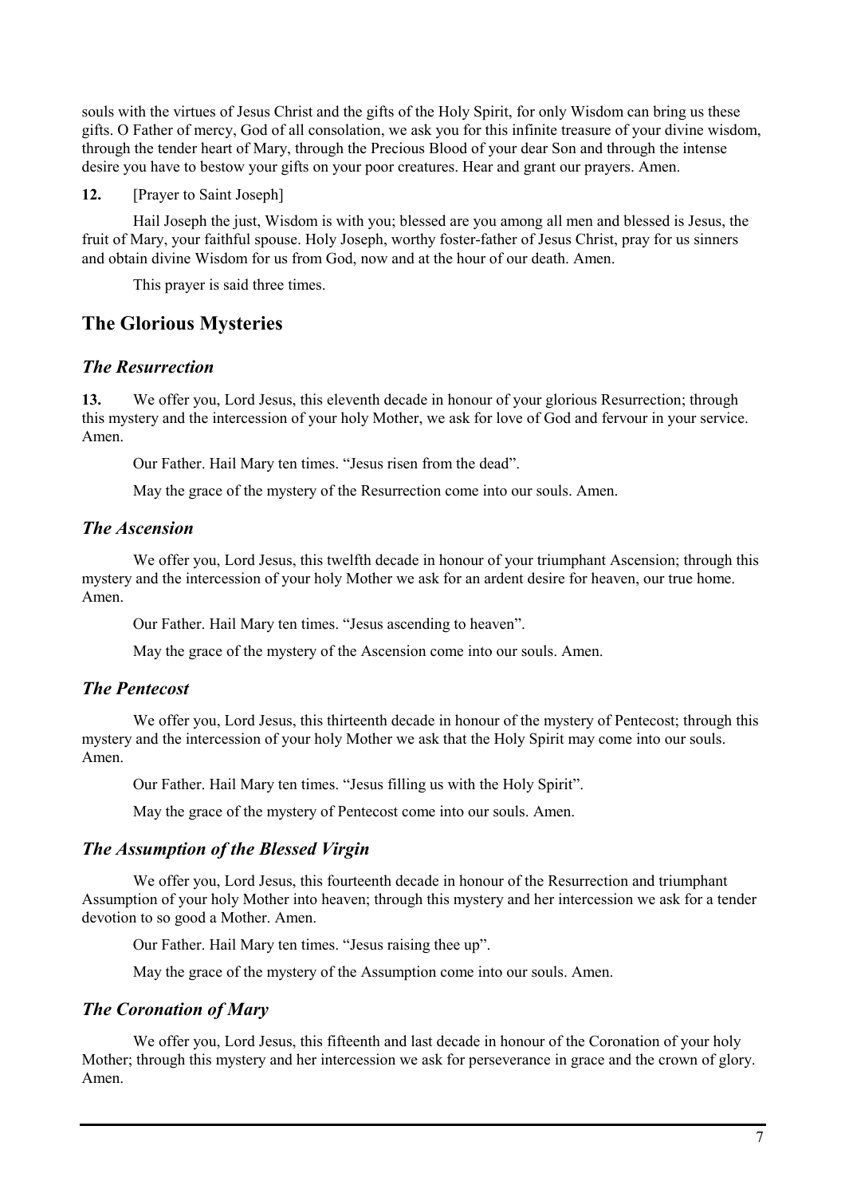souls with the virtues of Jesus Christ and the gifts of the Holy Spirit, for only Wisdom can bring us these gifts. O Father of mercy, God of all consolation, we ask you for this infinite treasure of your divine wisdom, through the tender heart of Mary, through the Precious Blood of your dear Son and through the intense desire you have to bestow your gifts on your poor creatures. Hear and grant our prayers. Amen.

**12.** [Prayer to Saint Joseph]

Hail Joseph the just, Wisdom is with you; blessed are you among all men and blessed is Jesus, the fruit of Mary, your faithful spouse. Holy Joseph, worthy foster-father of Jesus Christ, pray for us sinners and obtain divine Wisdom for us from God, now and at the hour of our death. Amen.

This prayer is said three times.

## The Glorious Mysteries

### *The Resurrection*

**13.** We offer you, Lord Jesus, this eleventh decade in honour of your glorious Resurrection; through this mystery and the intercession of your holy Mother, we ask for love of God and fervour in your service. Amen.

Our Father. Hail Mary ten times. "Jesus risen from the dead".

May the grace of the mystery of the Resurrection come into our souls. Amen.

### *The Ascension*

We offer you, Lord Jesus, this twelfth decade in honour of your triumphant Ascension; through this mystery and the intercession of your holy Mother we ask for an ardent desire for heaven, our true home. Amen.

Our Father. Hail Mary ten times. "Jesus ascending to heaven".

May the grace of the mystery of the Ascension come into our souls. Amen.

### *The Pentecost*

We offer you, Lord Jesus, this thirteenth decade in honour of the mystery of Pentecost; through this mystery and the intercession of your holy Mother we ask that the Holy Spirit may come into our souls. Amen.

Our Father. Hail Mary ten times. "Jesus filling us with the Holy Spirit".

May the grace of the mystery of Pentecost come into our souls. Amen.

### *The Assumption of the Blessed Virgin*

We offer you, Lord Jesus, this fourteenth decade in honour of the Resurrection and triumphant Assumption of your holy Mother into heaven; through this mystery and her intercession we ask for a tender devotion to so good a Mother. Amen.

Our Father. Hail Mary ten times. "Jesus raising thee up".

May the grace of the mystery of the Assumption come into our souls. Amen.

### *The Coronation of Mary*

We offer you, Lord Jesus, this fifteenth and last decade in honour of the Coronation of your holy Mother; through this mystery and her intercession we ask for perseverance in grace and the crown of glory. Amen.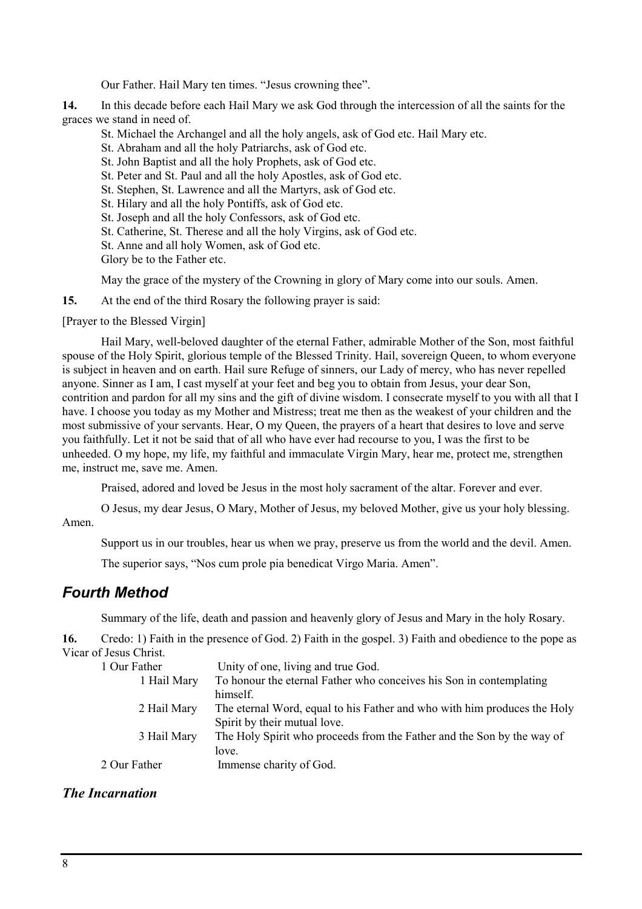Our Father. Hail Mary ten times. "Jesus crowning thee".

**14.** In this decade before each Hail Mary we ask God through the intercession of all the saints for the graces we stand in need of.

St. Michael the Archangel and all the holy angels, ask of God etc. Hail Mary etc.
St. Abraham and all the holy Patriarchs, ask of God etc.
St. John Baptist and all the holy Prophets, ask of God etc.
St. Peter and St. Paul and all the holy Apostles, ask of God etc.
St. Stephen, St. Lawrence and all the Martyrs, ask of God etc.
St. Hilary and all the holy Pontiffs, ask of God etc.
St. Joseph and all the holy Confessors, ask of God etc.
St. Catherine, St. Therese and all the holy Virgins, ask of God etc.
St. Anne and all holy Women, ask of God etc.
Glory be to the Father etc.

May the grace of the mystery of the Crowning in glory of Mary come into our souls. Amen.

**15.** At the end of the third Rosary the following prayer is said:

[Prayer to the Blessed Virgin]

Hail Mary, well-beloved daughter of the eternal Father, admirable Mother of the Son, most faithful spouse of the Holy Spirit, glorious temple of the Blessed Trinity. Hail, sovereign Queen, to whom everyone is subject in heaven and on earth. Hail sure Refuge of sinners, our Lady of mercy, who has never repelled anyone. Sinner as I am, I cast myself at your feet and beg you to obtain from Jesus, your dear Son, contrition and pardon for all my sins and the gift of divine wisdom. I consecrate myself to you with all that I have. I choose you today as my Mother and Mistress; treat me then as the weakest of your children and the most submissive of your servants. Hear, O my Queen, the prayers of a heart that desires to love and serve you faithfully. Let it not be said that of all who have ever had recourse to you, I was the first to be unheeded. O my hope, my life, my faithful and immaculate Virgin Mary, hear me, protect me, strengthen me, instruct me, save me. Amen.

Praised, adored and loved be Jesus in the most holy sacrament of the altar. Forever and ever.

O Jesus, my dear Jesus, O Mary, Mother of Jesus, my beloved Mother, give us your holy blessing. Amen.

Support us in our troubles, hear us when we pray, preserve us from the world and the devil. Amen.

The superior says, "Nos cum prole pia benedicat Virgo Maria. Amen".

## *Fourth Method*

Summary of the life, death and passion and heavenly glory of Jesus and Mary in the holy Rosary.

**16.** Credo: 1) Faith in the presence of God. 2) Faith in the gospel. 3) Faith and obedience to the pope as Vicar of Jesus Christ.

| | |
|---|---|
| 1 Our Father | Unity of one, living and true God. |
| 1 Hail Mary | To honour the eternal Father who conceives his Son in contemplating himself. |
| 2 Hail Mary | The eternal Word, equal to his Father and who with him produces the Holy Spirit by their mutual love. |
| 3 Hail Mary | The Holy Spirit who proceeds from the Father and the Son by the way of love. |
| 2 Our Father | Immense charity of God. |

### *The Incarnation*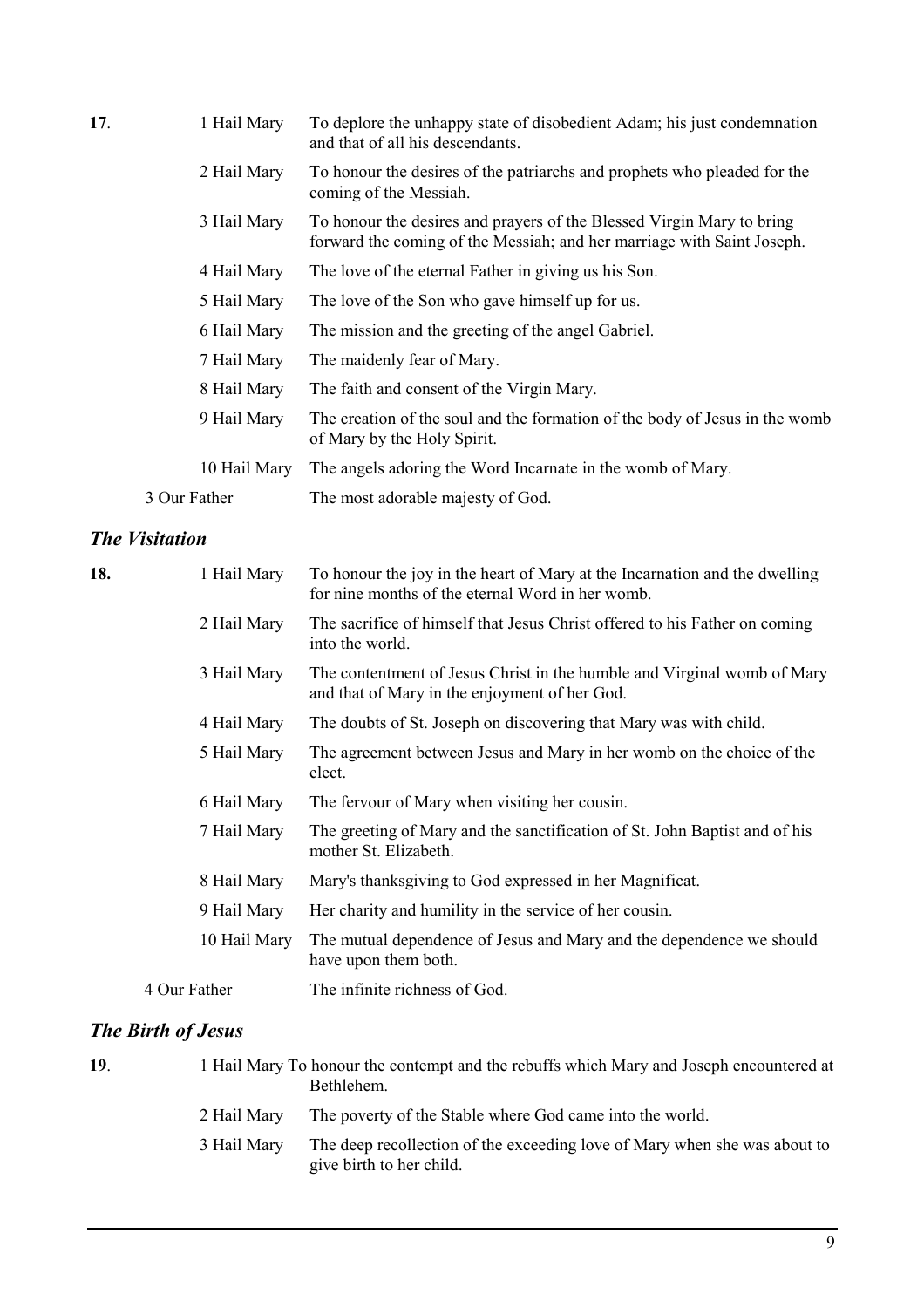| | | |
|---|---|---|
| **17**. | 1 Hail Mary | To deplore the unhappy state of disobedient Adam; his just condemnation and that of all his descendants. |
| | 2 Hail Mary | To honour the desires of the patriarchs and prophets who pleaded for the coming of the Messiah. |
| | 3 Hail Mary | To honour the desires and prayers of the Blessed Virgin Mary to bring forward the coming of the Messiah; and her marriage with Saint Joseph. |
| | 4 Hail Mary | The love of the eternal Father in giving us his Son. |
| | 5 Hail Mary | The love of the Son who gave himself up for us. |
| | 6 Hail Mary | The mission and the greeting of the angel Gabriel. |
| | 7 Hail Mary | The maidenly fear of Mary. |
| | 8 Hail Mary | The faith and consent of the Virgin Mary. |
| | 9 Hail Mary | The creation of the soul and the formation of the body of Jesus in the womb of Mary by the Holy Spirit. |
| | 10 Hail Mary | The angels adoring the Word Incarnate in the womb of Mary. |
| | 3 Our Father | The most adorable majesty of God. |

### *The Visitation*

| | | |
|---|---|---|
| **18.** | 1 Hail Mary | To honour the joy in the heart of Mary at the Incarnation and the dwelling for nine months of the eternal Word in her womb. |
| | 2 Hail Mary | The sacrifice of himself that Jesus Christ offered to his Father on coming into the world. |
| | 3 Hail Mary | The contentment of Jesus Christ in the humble and Virginal womb of Mary and that of Mary in the enjoyment of her God. |
| | 4 Hail Mary | The doubts of St. Joseph on discovering that Mary was with child. |
| | 5 Hail Mary | The agreement between Jesus and Mary in her womb on the choice of the elect. |
| | 6 Hail Mary | The fervour of Mary when visiting her cousin. |
| | 7 Hail Mary | The greeting of Mary and the sanctification of St. John Baptist and of his mother St. Elizabeth. |
| | 8 Hail Mary | Mary's thanksgiving to God expressed in her Magnificat. |
| | 9 Hail Mary | Her charity and humility in the service of her cousin. |
| | 10 Hail Mary | The mutual dependence of Jesus and Mary and the dependence we should have upon them both. |
| | 4 Our Father | The infinite richness of God. |

### *The Birth of Jesus*

| | | |
|---|---|---|
| **19**. | 1 Hail Mary | To honour the contempt and the rebuffs which Mary and Joseph encountered at Bethlehem. |
| | 2 Hail Mary | The poverty of the Stable where God came into the world. |
| | 3 Hail Mary | The deep recollection of the exceeding love of Mary when she was about to give birth to her child. |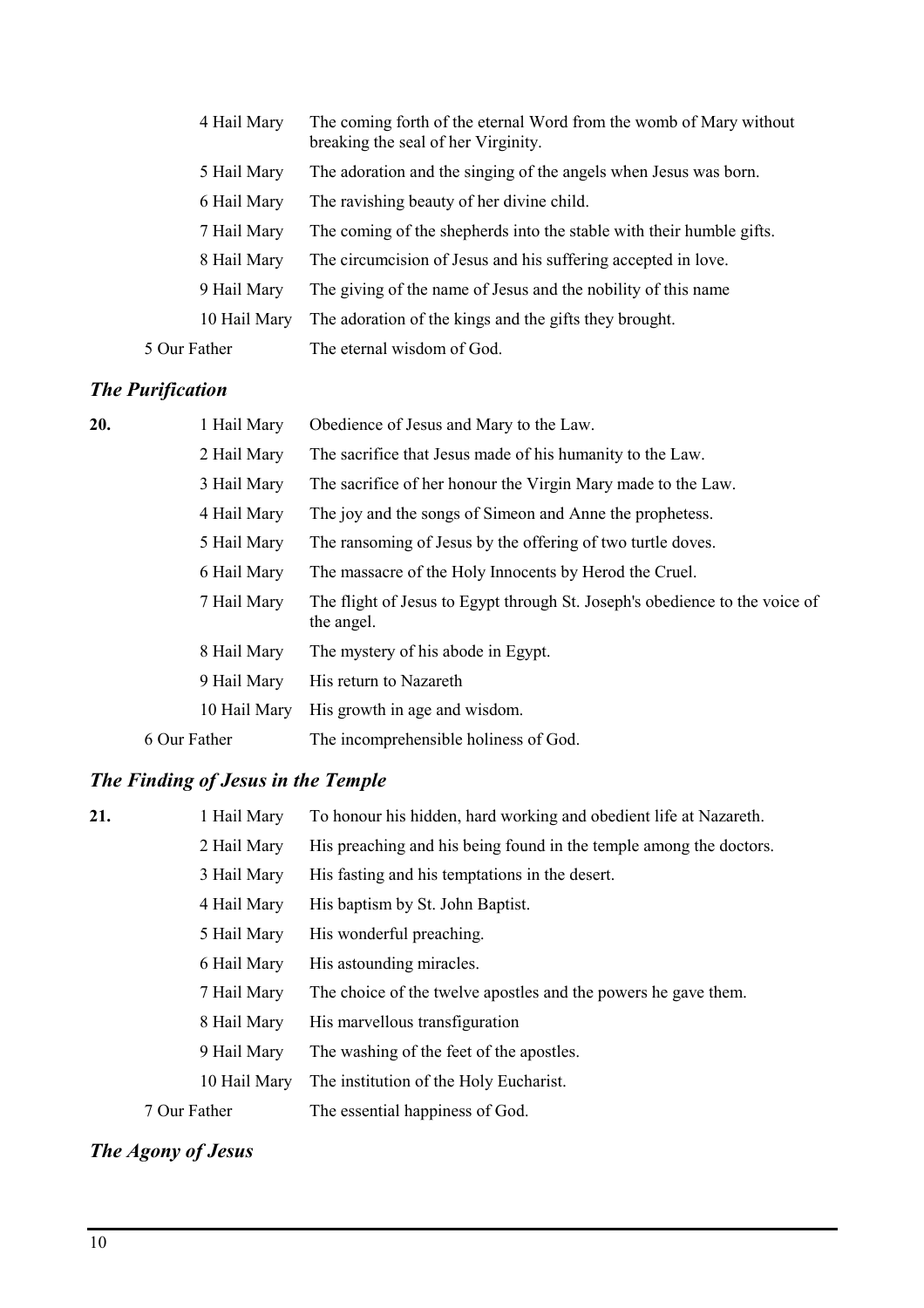| | | |
|---|---|---|
| | 4 Hail Mary | The coming forth of the eternal Word from the womb of Mary without breaking the seal of her Virginity. |
| | 5 Hail Mary | The adoration and the singing of the angels when Jesus was born. |
| | 6 Hail Mary | The ravishing beauty of her divine child. |
| | 7 Hail Mary | The coming of the shepherds into the stable with their humble gifts. |
| | 8 Hail Mary | The circumcision of Jesus and his suffering accepted in love. |
| | 9 Hail Mary | The giving of the name of Jesus and the nobility of this name |
| | 10 Hail Mary | The adoration of the kings and the gifts they brought. |
| 5 Our Father | | The eternal wisdom of God. |

### *The Purification*

| | | |
|---|---|---|
| **20.** | 1 Hail Mary | Obedience of Jesus and Mary to the Law. |
| | 2 Hail Mary | The sacrifice that Jesus made of his humanity to the Law. |
| | 3 Hail Mary | The sacrifice of her honour the Virgin Mary made to the Law. |
| | 4 Hail Mary | The joy and the songs of Simeon and Anne the prophetess. |
| | 5 Hail Mary | The ransoming of Jesus by the offering of two turtle doves. |
| | 6 Hail Mary | The massacre of the Holy Innocents by Herod the Cruel. |
| | 7 Hail Mary | The flight of Jesus to Egypt through St. Joseph's obedience to the voice of the angel. |
| | 8 Hail Mary | The mystery of his abode in Egypt. |
| | 9 Hail Mary | His return to Nazareth |
| | 10 Hail Mary | His growth in age and wisdom. |
| 6 Our Father | | The incomprehensible holiness of God. |

### *The Finding of Jesus in the Temple*

| | | |
|---|---|---|
| **21.** | 1 Hail Mary | To honour his hidden, hard working and obedient life at Nazareth. |
| | 2 Hail Mary | His preaching and his being found in the temple among the doctors. |
| | 3 Hail Mary | His fasting and his temptations in the desert. |
| | 4 Hail Mary | His baptism by St. John Baptist. |
| | 5 Hail Mary | His wonderful preaching. |
| | 6 Hail Mary | His astounding miracles. |
| | 7 Hail Mary | The choice of the twelve apostles and the powers he gave them. |
| | 8 Hail Mary | His marvellous transfiguration |
| | 9 Hail Mary | The washing of the feet of the apostles. |
| | 10 Hail Mary | The institution of the Holy Eucharist. |
| 7 Our Father | | The essential happiness of God. |

### *The Agony of Jesus*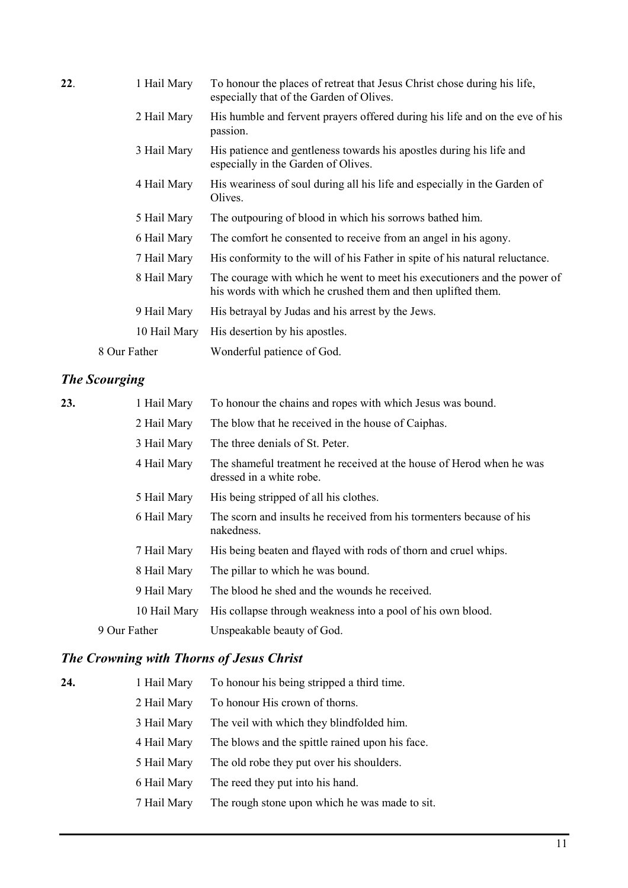**22.**

| | |
|---|---|
| 1 Hail Mary | To honour the places of retreat that Jesus Christ chose during his life, especially that of the Garden of Olives. |
| 2 Hail Mary | His humble and fervent prayers offered during his life and on the eve of his passion. |
| 3 Hail Mary | His patience and gentleness towards his apostles during his life and especially in the Garden of Olives. |
| 4 Hail Mary | His weariness of soul during all his life and especially in the Garden of Olives. |
| 5 Hail Mary | The outpouring of blood in which his sorrows bathed him. |
| 6 Hail Mary | The comfort he consented to receive from an angel in his agony. |
| 7 Hail Mary | His conformity to the will of his Father in spite of his natural reluctance. |
| 8 Hail Mary | The courage with which he went to meet his executioners and the power of his words with which he crushed them and then uplifted them. |
| 9 Hail Mary | His betrayal by Judas and his arrest by the Jews. |
| 10 Hail Mary | His desertion by his apostles. |
| 8 Our Father | Wonderful patience of God. |

## *The Scourging*

**23.**

| | |
|---|---|
| 1 Hail Mary | To honour the chains and ropes with which Jesus was bound. |
| 2 Hail Mary | The blow that he received in the house of Caiphas. |
| 3 Hail Mary | The three denials of St. Peter. |
| 4 Hail Mary | The shameful treatment he received at the house of Herod when he was dressed in a white robe. |
| 5 Hail Mary | His being stripped of all his clothes. |
| 6 Hail Mary | The scorn and insults he received from his tormenters because of his nakedness. |
| 7 Hail Mary | His being beaten and flayed with rods of thorn and cruel whips. |
| 8 Hail Mary | The pillar to which he was bound. |
| 9 Hail Mary | The blood he shed and the wounds he received. |
| 10 Hail Mary | His collapse through weakness into a pool of his own blood. |
| 9 Our Father | Unspeakable beauty of God. |

## *The Crowning with Thorns of Jesus Christ*

**24.**

| | |
|---|---|
| 1 Hail Mary | To honour his being stripped a third time. |
| 2 Hail Mary | To honour His crown of thorns. |
| 3 Hail Mary | The veil with which they blindfolded him. |
| 4 Hail Mary | The blows and the spittle rained upon his face. |
| 5 Hail Mary | The old robe they put over his shoulders. |
| 6 Hail Mary | The reed they put into his hand. |
| 7 Hail Mary | The rough stone upon which he was made to sit. |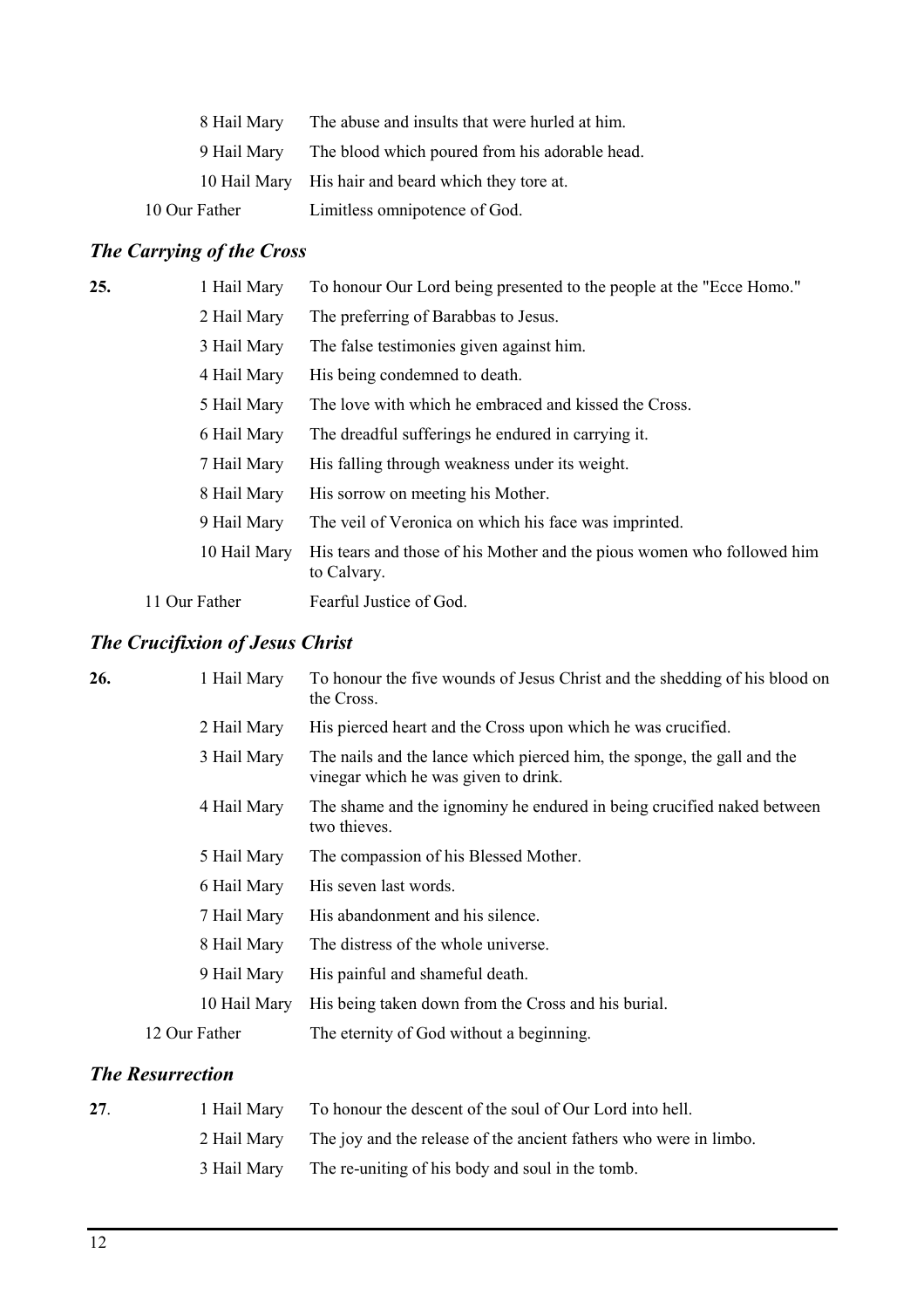| | | |
|---|---|---|
| | 8 Hail Mary | The abuse and insults that were hurled at him. |
| | 9 Hail Mary | The blood which poured from his adorable head. |
| | 10 Hail Mary | His hair and beard which they tore at. |
| | 10 Our Father | Limitless omnipotence of God. |

### *The Carrying of the Cross*

| | | |
|---|---|---|
| **25.** | 1 Hail Mary | To honour Our Lord being presented to the people at the "Ecce Homo." |
| | 2 Hail Mary | The preferring of Barabbas to Jesus. |
| | 3 Hail Mary | The false testimonies given against him. |
| | 4 Hail Mary | His being condemned to death. |
| | 5 Hail Mary | The love with which he embraced and kissed the Cross. |
| | 6 Hail Mary | The dreadful sufferings he endured in carrying it. |
| | 7 Hail Mary | His falling through weakness under its weight. |
| | 8 Hail Mary | His sorrow on meeting his Mother. |
| | 9 Hail Mary | The veil of Veronica on which his face was imprinted. |
| | 10 Hail Mary | His tears and those of his Mother and the pious women who followed him to Calvary. |
| | 11 Our Father | Fearful Justice of God. |

### *The Crucifixion of Jesus Christ*

| | | |
|---|---|---|
| **26.** | 1 Hail Mary | To honour the five wounds of Jesus Christ and the shedding of his blood on the Cross. |
| | 2 Hail Mary | His pierced heart and the Cross upon which he was crucified. |
| | 3 Hail Mary | The nails and the lance which pierced him, the sponge, the gall and the vinegar which he was given to drink. |
| | 4 Hail Mary | The shame and the ignominy he endured in being crucified naked between two thieves. |
| | 5 Hail Mary | The compassion of his Blessed Mother. |
| | 6 Hail Mary | His seven last words. |
| | 7 Hail Mary | His abandonment and his silence. |
| | 8 Hail Mary | The distress of the whole universe. |
| | 9 Hail Mary | His painful and shameful death. |
| | 10 Hail Mary | His being taken down from the Cross and his burial. |
| | 12 Our Father | The eternity of God without a beginning. |

### *The Resurrection*

| | | |
|---|---|---|
| **27**. | 1 Hail Mary | To honour the descent of the soul of Our Lord into hell. |
| | 2 Hail Mary | The joy and the release of the ancient fathers who were in limbo. |
| | 3 Hail Mary | The re-uniting of his body and soul in the tomb. |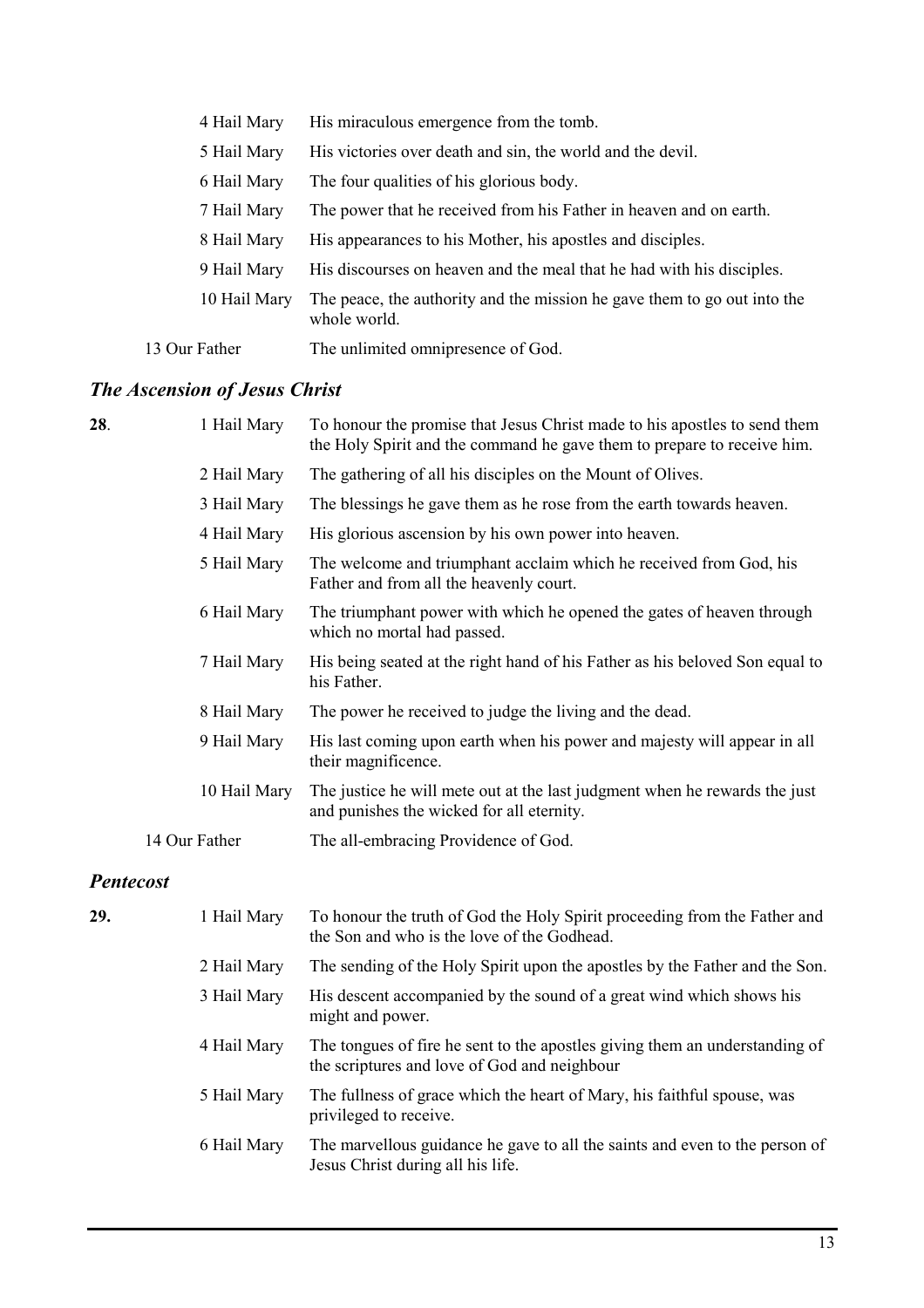| | |
|---|---|
| 4 Hail Mary | His miraculous emergence from the tomb. |
| 5 Hail Mary | His victories over death and sin, the world and the devil. |
| 6 Hail Mary | The four qualities of his glorious body. |
| 7 Hail Mary | The power that he received from his Father in heaven and on earth. |
| 8 Hail Mary | His appearances to his Mother, his apostles and disciples. |
| 9 Hail Mary | His discourses on heaven and the meal that he had with his disciples. |
| 10 Hail Mary | The peace, the authority and the mission he gave them to go out into the whole world. |
| 13 Our Father | The unlimited omnipresence of God. |

## *The Ascension of Jesus Christ*

| | | |
|---|---|---|
| **28**. | 1 Hail Mary | To honour the promise that Jesus Christ made to his apostles to send them the Holy Spirit and the command he gave them to prepare to receive him. |
| | 2 Hail Mary | The gathering of all his disciples on the Mount of Olives. |
| | 3 Hail Mary | The blessings he gave them as he rose from the earth towards heaven. |
| | 4 Hail Mary | His glorious ascension by his own power into heaven. |
| | 5 Hail Mary | The welcome and triumphant acclaim which he received from God, his Father and from all the heavenly court. |
| | 6 Hail Mary | The triumphant power with which he opened the gates of heaven through which no mortal had passed. |
| | 7 Hail Mary | His being seated at the right hand of his Father as his beloved Son equal to his Father. |
| | 8 Hail Mary | The power he received to judge the living and the dead. |
| | 9 Hail Mary | His last coming upon earth when his power and majesty will appear in all their magnificence. |
| | 10 Hail Mary | The justice he will mete out at the last judgment when he rewards the just and punishes the wicked for all eternity. |
| | 14 Our Father | The all-embracing Providence of God. |

## *Pentecost*

| | | |
|---|---|---|
| **29.** | 1 Hail Mary | To honour the truth of God the Holy Spirit proceeding from the Father and the Son and who is the love of the Godhead. |
| | 2 Hail Mary | The sending of the Holy Spirit upon the apostles by the Father and the Son. |
| | 3 Hail Mary | His descent accompanied by the sound of a great wind which shows his might and power. |
| | 4 Hail Mary | The tongues of fire he sent to the apostles giving them an understanding of the scriptures and love of God and neighbour |
| | 5 Hail Mary | The fullness of grace which the heart of Mary, his faithful spouse, was privileged to receive. |
| | 6 Hail Mary | The marvellous guidance he gave to all the saints and even to the person of Jesus Christ during all his life. |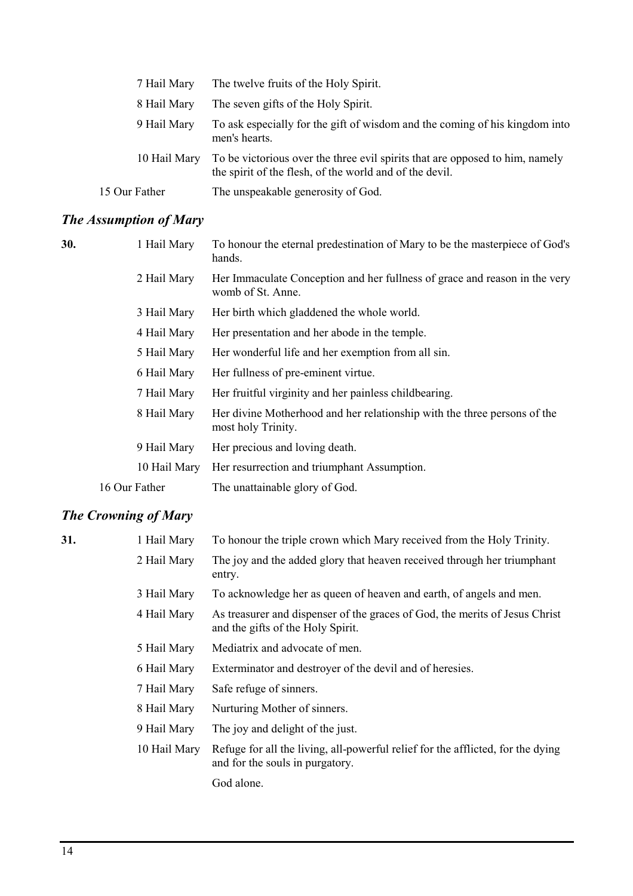| | | |
|---|---|---|
| | 7 Hail Mary | The twelve fruits of the Holy Spirit. |
| | 8 Hail Mary | The seven gifts of the Holy Spirit. |
| | 9 Hail Mary | To ask especially for the gift of wisdom and the coming of his kingdom into men's hearts. |
| | 10 Hail Mary | To be victorious over the three evil spirits that are opposed to him, namely the spirit of the flesh, of the world and of the devil. |
| | 15 Our Father | The unspeakable generosity of God. |

## *The Assumption of Mary*

| | | |
|---|---|---|
| **30.** | 1 Hail Mary | To honour the eternal predestination of Mary to be the masterpiece of God's hands. |
| | 2 Hail Mary | Her Immaculate Conception and her fullness of grace and reason in the very womb of St. Anne. |
| | 3 Hail Mary | Her birth which gladdened the whole world. |
| | 4 Hail Mary | Her presentation and her abode in the temple. |
| | 5 Hail Mary | Her wonderful life and her exemption from all sin. |
| | 6 Hail Mary | Her fullness of pre-eminent virtue. |
| | 7 Hail Mary | Her fruitful virginity and her painless childbearing. |
| | 8 Hail Mary | Her divine Motherhood and her relationship with the three persons of the most holy Trinity. |
| | 9 Hail Mary | Her precious and loving death. |
| | 10 Hail Mary | Her resurrection and triumphant Assumption. |
| | 16 Our Father | The unattainable glory of God. |

## *The Crowning of Mary*

| | | |
|---|---|---|
| **31.** | 1 Hail Mary | To honour the triple crown which Mary received from the Holy Trinity. |
| | 2 Hail Mary | The joy and the added glory that heaven received through her triumphant entry. |
| | 3 Hail Mary | To acknowledge her as queen of heaven and earth, of angels and men. |
| | 4 Hail Mary | As treasurer and dispenser of the graces of God, the merits of Jesus Christ and the gifts of the Holy Spirit. |
| | 5 Hail Mary | Mediatrix and advocate of men. |
| | 6 Hail Mary | Exterminator and destroyer of the devil and of heresies. |
| | 7 Hail Mary | Safe refuge of sinners. |
| | 8 Hail Mary | Nurturing Mother of sinners. |
| | 9 Hail Mary | The joy and delight of the just. |
| | 10 Hail Mary | Refuge for all the living, all-powerful relief for the afflicted, for the dying and for the souls in purgatory. |
| | | God alone. |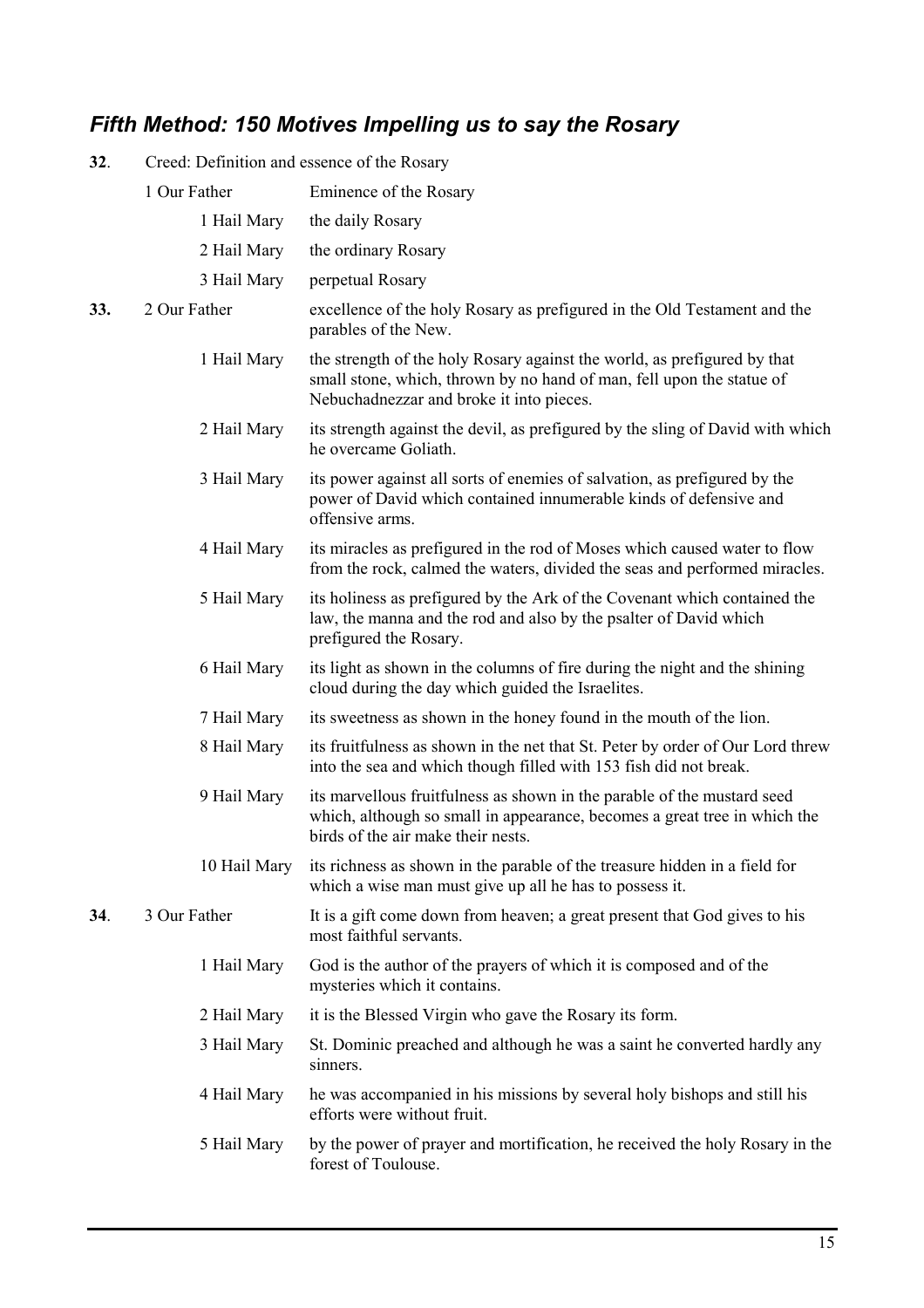## *Fifth Method: 150 Motives Impelling us to say the Rosary*

| | | |
|---|---|---|
| **32**. | Creed: Definition and essence of the Rosary | |
| | 1 Our Father | Eminence of the Rosary |
| | 1 Hail Mary | the daily Rosary |
| | 2 Hail Mary | the ordinary Rosary |
| | 3 Hail Mary | perpetual Rosary |
| **33.** | 2 Our Father | excellence of the holy Rosary as prefigured in the Old Testament and the parables of the New. |
| | 1 Hail Mary | the strength of the holy Rosary against the world, as prefigured by that small stone, which, thrown by no hand of man, fell upon the statue of Nebuchadnezzar and broke it into pieces. |
| | 2 Hail Mary | its strength against the devil, as prefigured by the sling of David with which he overcame Goliath. |
| | 3 Hail Mary | its power against all sorts of enemies of salvation, as prefigured by the power of David which contained innumerable kinds of defensive and offensive arms. |
| | 4 Hail Mary | its miracles as prefigured in the rod of Moses which caused water to flow from the rock, calmed the waters, divided the seas and performed miracles. |
| | 5 Hail Mary | its holiness as prefigured by the Ark of the Covenant which contained the law, the manna and the rod and also by the psalter of David which prefigured the Rosary. |
| | 6 Hail Mary | its light as shown in the columns of fire during the night and the shining cloud during the day which guided the Israelites. |
| | 7 Hail Mary | its sweetness as shown in the honey found in the mouth of the lion. |
| | 8 Hail Mary | its fruitfulness as shown in the net that St. Peter by order of Our Lord threw into the sea and which though filled with 153 fish did not break. |
| | 9 Hail Mary | its marvellous fruitfulness as shown in the parable of the mustard seed which, although so small in appearance, becomes a great tree in which the birds of the air make their nests. |
| | 10 Hail Mary | its richness as shown in the parable of the treasure hidden in a field for which a wise man must give up all he has to possess it. |
| **34**. | 3 Our Father | It is a gift come down from heaven; a great present that God gives to his most faithful servants. |
| | 1 Hail Mary | God is the author of the prayers of which it is composed and of the mysteries which it contains. |
| | 2 Hail Mary | it is the Blessed Virgin who gave the Rosary its form. |
| | 3 Hail Mary | St. Dominic preached and although he was a saint he converted hardly any sinners. |
| | 4 Hail Mary | he was accompanied in his missions by several holy bishops and still his efforts were without fruit. |
| | 5 Hail Mary | by the power of prayer and mortification, he received the holy Rosary in the forest of Toulouse. |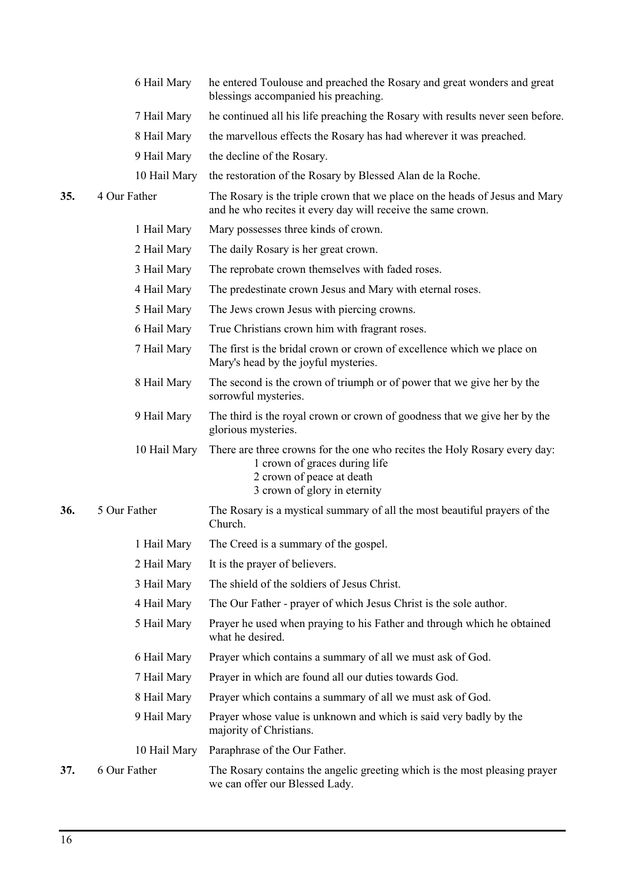| | | |
|---|---|---|
| | 6 Hail Mary | he entered Toulouse and preached the Rosary and great wonders and great blessings accompanied his preaching. |
| | 7 Hail Mary | he continued all his life preaching the Rosary with results never seen before. |
| | 8 Hail Mary | the marvellous effects the Rosary has had wherever it was preached. |
| | 9 Hail Mary | the decline of the Rosary. |
| | 10 Hail Mary | the restoration of the Rosary by Blessed Alan de la Roche. |
| **35.** | 4 Our Father | The Rosary is the triple crown that we place on the heads of Jesus and Mary and he who recites it every day will receive the same crown. |
| | 1 Hail Mary | Mary possesses three kinds of crown. |
| | 2 Hail Mary | The daily Rosary is her great crown. |
| | 3 Hail Mary | The reprobate crown themselves with faded roses. |
| | 4 Hail Mary | The predestinate crown Jesus and Mary with eternal roses. |
| | 5 Hail Mary | The Jews crown Jesus with piercing crowns. |
| | 6 Hail Mary | True Christians crown him with fragrant roses. |
| | 7 Hail Mary | The first is the bridal crown or crown of excellence which we place on Mary's head by the joyful mysteries. |
| | 8 Hail Mary | The second is the crown of triumph or of power that we give her by the sorrowful mysteries. |
| | 9 Hail Mary | The third is the royal crown or crown of goodness that we give her by the glorious mysteries. |
| | 10 Hail Mary | There are three crowns for the one who recites the Holy Rosary every day:<br>1 crown of graces during life<br>2 crown of peace at death<br>3 crown of glory in eternity |
| **36.** | 5 Our Father | The Rosary is a mystical summary of all the most beautiful prayers of the Church. |
| | 1 Hail Mary | The Creed is a summary of the gospel. |
| | 2 Hail Mary | It is the prayer of believers. |
| | 3 Hail Mary | The shield of the soldiers of Jesus Christ. |
| | 4 Hail Mary | The Our Father - prayer of which Jesus Christ is the sole author. |
| | 5 Hail Mary | Prayer he used when praying to his Father and through which he obtained what he desired. |
| | 6 Hail Mary | Prayer which contains a summary of all we must ask of God. |
| | 7 Hail Mary | Prayer in which are found all our duties towards God. |
| | 8 Hail Mary | Prayer which contains a summary of all we must ask of God. |
| | 9 Hail Mary | Prayer whose value is unknown and which is said very badly by the majority of Christians. |
| | 10 Hail Mary | Paraphrase of the Our Father. |
| **37.** | 6 Our Father | The Rosary contains the angelic greeting which is the most pleasing prayer we can offer our Blessed Lady. |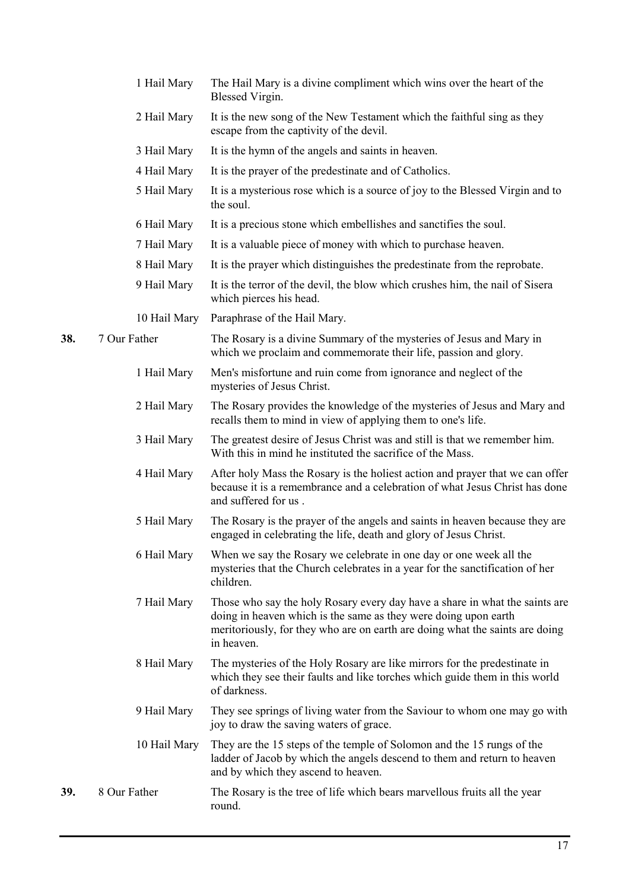| | | |
|---|---|---|
| | 1 Hail Mary | The Hail Mary is a divine compliment which wins over the heart of the Blessed Virgin. |
| | 2 Hail Mary | It is the new song of the New Testament which the faithful sing as they escape from the captivity of the devil. |
| | 3 Hail Mary | It is the hymn of the angels and saints in heaven. |
| | 4 Hail Mary | It is the prayer of the predestinate and of Catholics. |
| | 5 Hail Mary | It is a mysterious rose which is a source of joy to the Blessed Virgin and to the soul. |
| | 6 Hail Mary | It is a precious stone which embellishes and sanctifies the soul. |
| | 7 Hail Mary | It is a valuable piece of money with which to purchase heaven. |
| | 8 Hail Mary | It is the prayer which distinguishes the predestinate from the reprobate. |
| | 9 Hail Mary | It is the terror of the devil, the blow which crushes him, the nail of Sisera which pierces his head. |
| | 10 Hail Mary | Paraphrase of the Hail Mary. |
| **38.** | 7 Our Father | The Rosary is a divine Summary of the mysteries of Jesus and Mary in which we proclaim and commemorate their life, passion and glory. |
| | 1 Hail Mary | Men's misfortune and ruin come from ignorance and neglect of the mysteries of Jesus Christ. |
| | 2 Hail Mary | The Rosary provides the knowledge of the mysteries of Jesus and Mary and recalls them to mind in view of applying them to one's life. |
| | 3 Hail Mary | The greatest desire of Jesus Christ was and still is that we remember him. With this in mind he instituted the sacrifice of the Mass. |
| | 4 Hail Mary | After holy Mass the Rosary is the holiest action and prayer that we can offer because it is a remembrance and a celebration of what Jesus Christ has done and suffered for us . |
| | 5 Hail Mary | The Rosary is the prayer of the angels and saints in heaven because they are engaged in celebrating the life, death and glory of Jesus Christ. |
| | 6 Hail Mary | When we say the Rosary we celebrate in one day or one week all the mysteries that the Church celebrates in a year for the sanctification of her children. |
| | 7 Hail Mary | Those who say the holy Rosary every day have a share in what the saints are doing in heaven which is the same as they were doing upon earth meritoriously, for they who are on earth are doing what the saints are doing in heaven. |
| | 8 Hail Mary | The mysteries of the Holy Rosary are like mirrors for the predestinate in which they see their faults and like torches which guide them in this world of darkness. |
| | 9 Hail Mary | They see springs of living water from the Saviour to whom one may go with joy to draw the saving waters of grace. |
| | 10 Hail Mary | They are the 15 steps of the temple of Solomon and the 15 rungs of the ladder of Jacob by which the angels descend to them and return to heaven and by which they ascend to heaven. |
| **39.** | 8 Our Father | The Rosary is the tree of life which bears marvellous fruits all the year round. |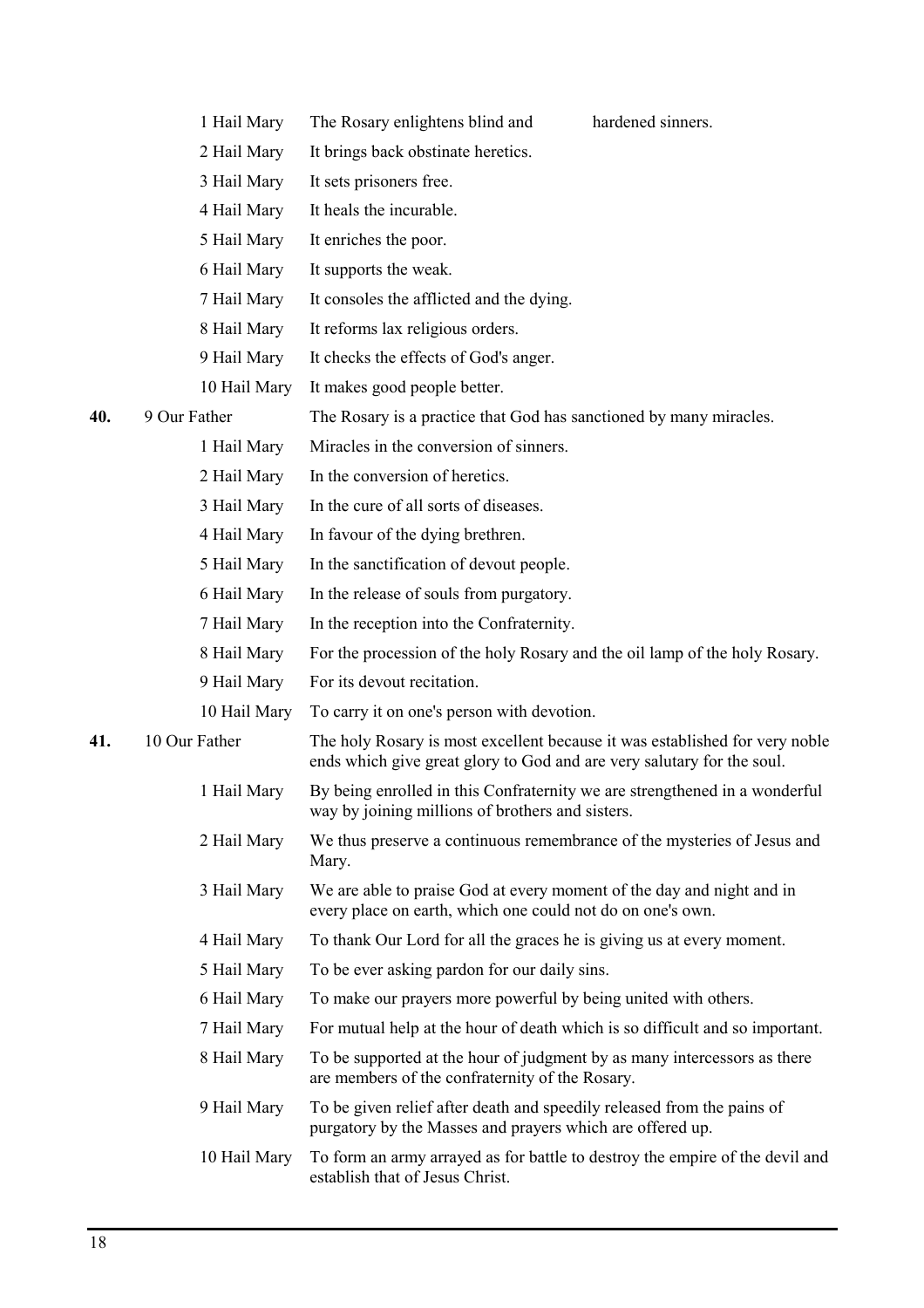| | | |
|---|---|---|
| | 1 Hail Mary | The Rosary enlightens blind and hardened sinners. |
| | 2 Hail Mary | It brings back obstinate heretics. |
| | 3 Hail Mary | It sets prisoners free. |
| | 4 Hail Mary | It heals the incurable. |
| | 5 Hail Mary | It enriches the poor. |
| | 6 Hail Mary | It supports the weak. |
| | 7 Hail Mary | It consoles the afflicted and the dying. |
| | 8 Hail Mary | It reforms lax religious orders. |
| | 9 Hail Mary | It checks the effects of God's anger. |
| | 10 Hail Mary | It makes good people better. |
| **40.** | 9 Our Father | The Rosary is a practice that God has sanctioned by many miracles. |
| | 1 Hail Mary | Miracles in the conversion of sinners. |
| | 2 Hail Mary | In the conversion of heretics. |
| | 3 Hail Mary | In the cure of all sorts of diseases. |
| | 4 Hail Mary | In favour of the dying brethren. |
| | 5 Hail Mary | In the sanctification of devout people. |
| | 6 Hail Mary | In the release of souls from purgatory. |
| | 7 Hail Mary | In the reception into the Confraternity. |
| | 8 Hail Mary | For the procession of the holy Rosary and the oil lamp of the holy Rosary. |
| | 9 Hail Mary | For its devout recitation. |
| | 10 Hail Mary | To carry it on one's person with devotion. |
| **41.** | 10 Our Father | The holy Rosary is most excellent because it was established for very noble ends which give great glory to God and are very salutary for the soul. |
| | 1 Hail Mary | By being enrolled in this Confraternity we are strengthened in a wonderful way by joining millions of brothers and sisters. |
| | 2 Hail Mary | We thus preserve a continuous remembrance of the mysteries of Jesus and Mary. |
| | 3 Hail Mary | We are able to praise God at every moment of the day and night and in every place on earth, which one could not do on one's own. |
| | 4 Hail Mary | To thank Our Lord for all the graces he is giving us at every moment. |
| | 5 Hail Mary | To be ever asking pardon for our daily sins. |
| | 6 Hail Mary | To make our prayers more powerful by being united with others. |
| | 7 Hail Mary | For mutual help at the hour of death which is so difficult and so important. |
| | 8 Hail Mary | To be supported at the hour of judgment by as many intercessors as there are members of the confraternity of the Rosary. |
| | 9 Hail Mary | To be given relief after death and speedily released from the pains of purgatory by the Masses and prayers which are offered up. |
| | 10 Hail Mary | To form an army arrayed as for battle to destroy the empire of the devil and establish that of Jesus Christ. |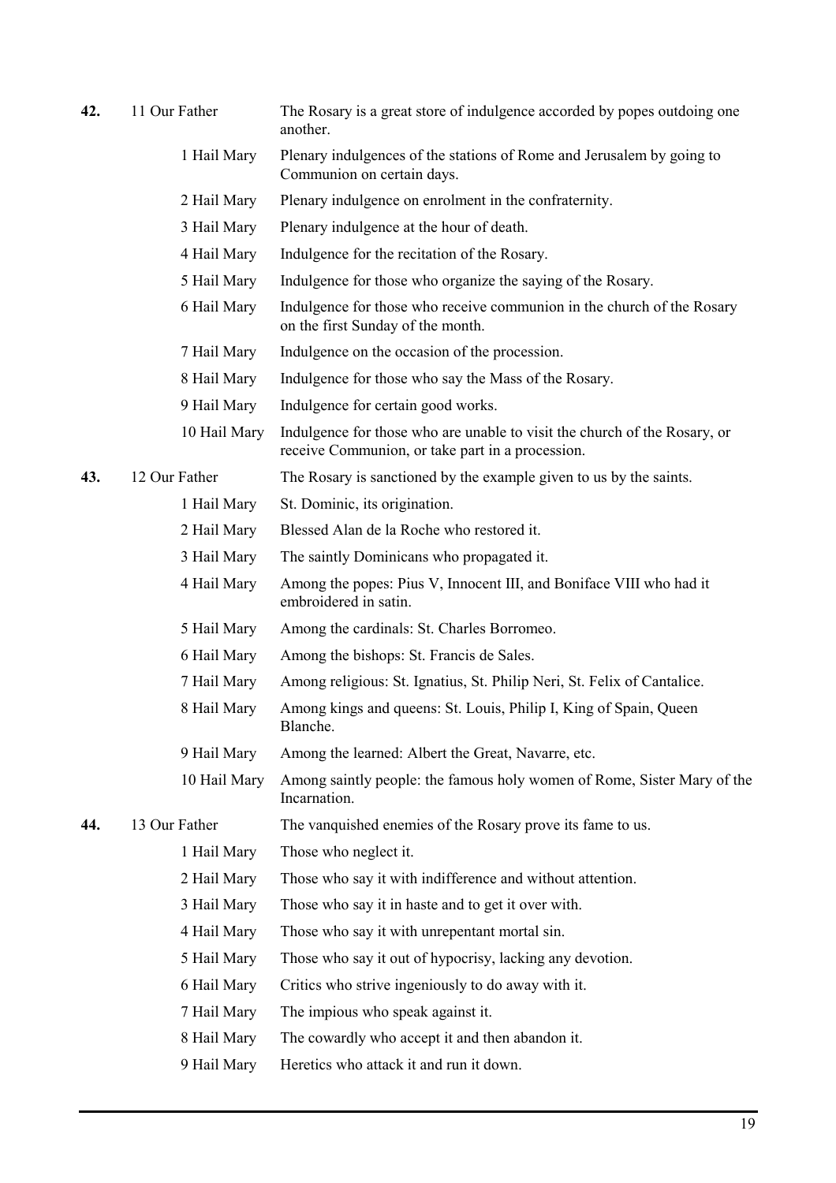| | | |
|---|---|---|
| **42.** | 11 Our Father | The Rosary is a great store of indulgence accorded by popes outdoing one another. |
| | 1 Hail Mary | Plenary indulgences of the stations of Rome and Jerusalem by going to Communion on certain days. |
| | 2 Hail Mary | Plenary indulgence on enrolment in the confraternity. |
| | 3 Hail Mary | Plenary indulgence at the hour of death. |
| | 4 Hail Mary | Indulgence for the recitation of the Rosary. |
| | 5 Hail Mary | Indulgence for those who organize the saying of the Rosary. |
| | 6 Hail Mary | Indulgence for those who receive communion in the church of the Rosary on the first Sunday of the month. |
| | 7 Hail Mary | Indulgence on the occasion of the procession. |
| | 8 Hail Mary | Indulgence for those who say the Mass of the Rosary. |
| | 9 Hail Mary | Indulgence for certain good works. |
| | 10 Hail Mary | Indulgence for those who are unable to visit the church of the Rosary, or receive Communion, or take part in a procession. |
| **43.** | 12 Our Father | The Rosary is sanctioned by the example given to us by the saints. |
| | 1 Hail Mary | St. Dominic, its origination. |
| | 2 Hail Mary | Blessed Alan de la Roche who restored it. |
| | 3 Hail Mary | The saintly Dominicans who propagated it. |
| | 4 Hail Mary | Among the popes: Pius V, Innocent III, and Boniface VIII who had it embroidered in satin. |
| | 5 Hail Mary | Among the cardinals: St. Charles Borromeo. |
| | 6 Hail Mary | Among the bishops: St. Francis de Sales. |
| | 7 Hail Mary | Among religious: St. Ignatius, St. Philip Neri, St. Felix of Cantalice. |
| | 8 Hail Mary | Among kings and queens: St. Louis, Philip I, King of Spain, Queen Blanche. |
| | 9 Hail Mary | Among the learned: Albert the Great, Navarre, etc. |
| | 10 Hail Mary | Among saintly people: the famous holy women of Rome, Sister Mary of the Incarnation. |
| **44.** | 13 Our Father | The vanquished enemies of the Rosary prove its fame to us. |
| | 1 Hail Mary | Those who neglect it. |
| | 2 Hail Mary | Those who say it with indifference and without attention. |
| | 3 Hail Mary | Those who say it in haste and to get it over with. |
| | 4 Hail Mary | Those who say it with unrepentant mortal sin. |
| | 5 Hail Mary | Those who say it out of hypocrisy, lacking any devotion. |
| | 6 Hail Mary | Critics who strive ingeniously to do away with it. |
| | 7 Hail Mary | The impious who speak against it. |
| | 8 Hail Mary | The cowardly who accept it and then abandon it. |
| | 9 Hail Mary | Heretics who attack it and run it down. |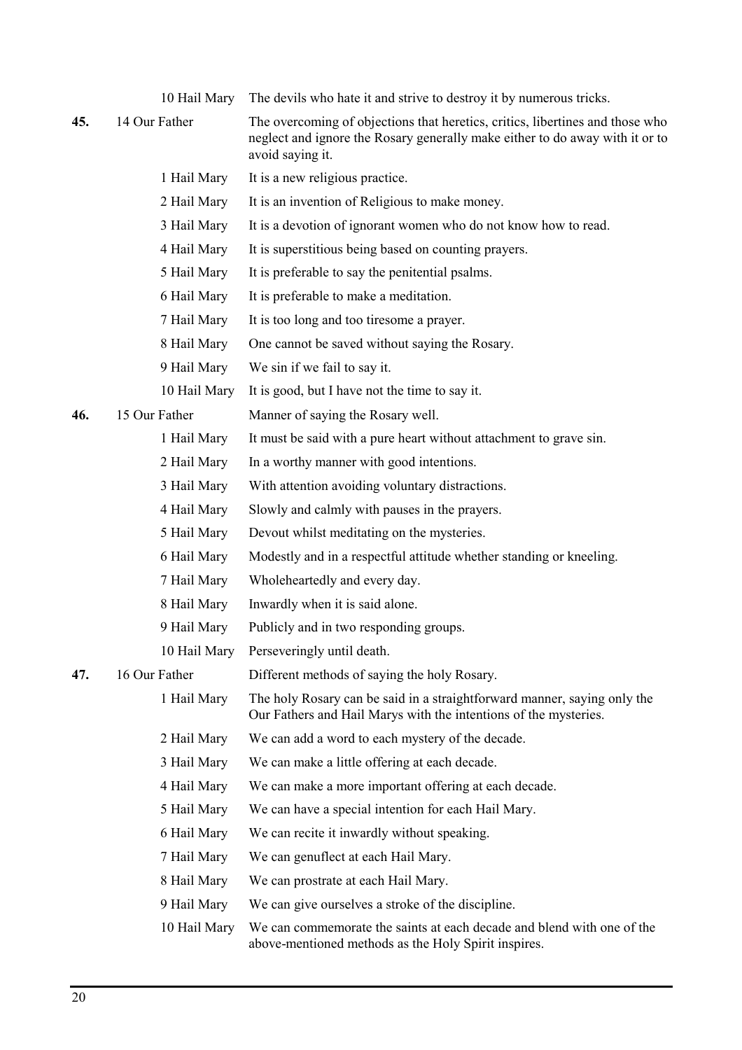| | | |
|---|---|---|
| | 10 Hail Mary | The devils who hate it and strive to destroy it by numerous tricks. |
| **45.** | 14 Our Father | The overcoming of objections that heretics, critics, libertines and those who neglect and ignore the Rosary generally make either to do away with it or to avoid saying it. |
| | 1 Hail Mary | It is a new religious practice. |
| | 2 Hail Mary | It is an invention of Religious to make money. |
| | 3 Hail Mary | It is a devotion of ignorant women who do not know how to read. |
| | 4 Hail Mary | It is superstitious being based on counting prayers. |
| | 5 Hail Mary | It is preferable to say the penitential psalms. |
| | 6 Hail Mary | It is preferable to make a meditation. |
| | 7 Hail Mary | It is too long and too tiresome a prayer. |
| | 8 Hail Mary | One cannot be saved without saying the Rosary. |
| | 9 Hail Mary | We sin if we fail to say it. |
| | 10 Hail Mary | It is good, but I have not the time to say it. |
| **46.** | 15 Our Father | Manner of saying the Rosary well. |
| | 1 Hail Mary | It must be said with a pure heart without attachment to grave sin. |
| | 2 Hail Mary | In a worthy manner with good intentions. |
| | 3 Hail Mary | With attention avoiding voluntary distractions. |
| | 4 Hail Mary | Slowly and calmly with pauses in the prayers. |
| | 5 Hail Mary | Devout whilst meditating on the mysteries. |
| | 6 Hail Mary | Modestly and in a respectful attitude whether standing or kneeling. |
| | 7 Hail Mary | Wholeheartedly and every day. |
| | 8 Hail Mary | Inwardly when it is said alone. |
| | 9 Hail Mary | Publicly and in two responding groups. |
| | 10 Hail Mary | Perseveringly until death. |
| **47.** | 16 Our Father | Different methods of saying the holy Rosary. |
| | 1 Hail Mary | The holy Rosary can be said in a straightforward manner, saying only the Our Fathers and Hail Marys with the intentions of the mysteries. |
| | 2 Hail Mary | We can add a word to each mystery of the decade. |
| | 3 Hail Mary | We can make a little offering at each decade. |
| | 4 Hail Mary | We can make a more important offering at each decade. |
| | 5 Hail Mary | We can have a special intention for each Hail Mary. |
| | 6 Hail Mary | We can recite it inwardly without speaking. |
| | 7 Hail Mary | We can genuflect at each Hail Mary. |
| | 8 Hail Mary | We can prostrate at each Hail Mary. |
| | 9 Hail Mary | We can give ourselves a stroke of the discipline. |
| | 10 Hail Mary | We can commemorate the saints at each decade and blend with one of the above-mentioned methods as the Holy Spirit inspires. |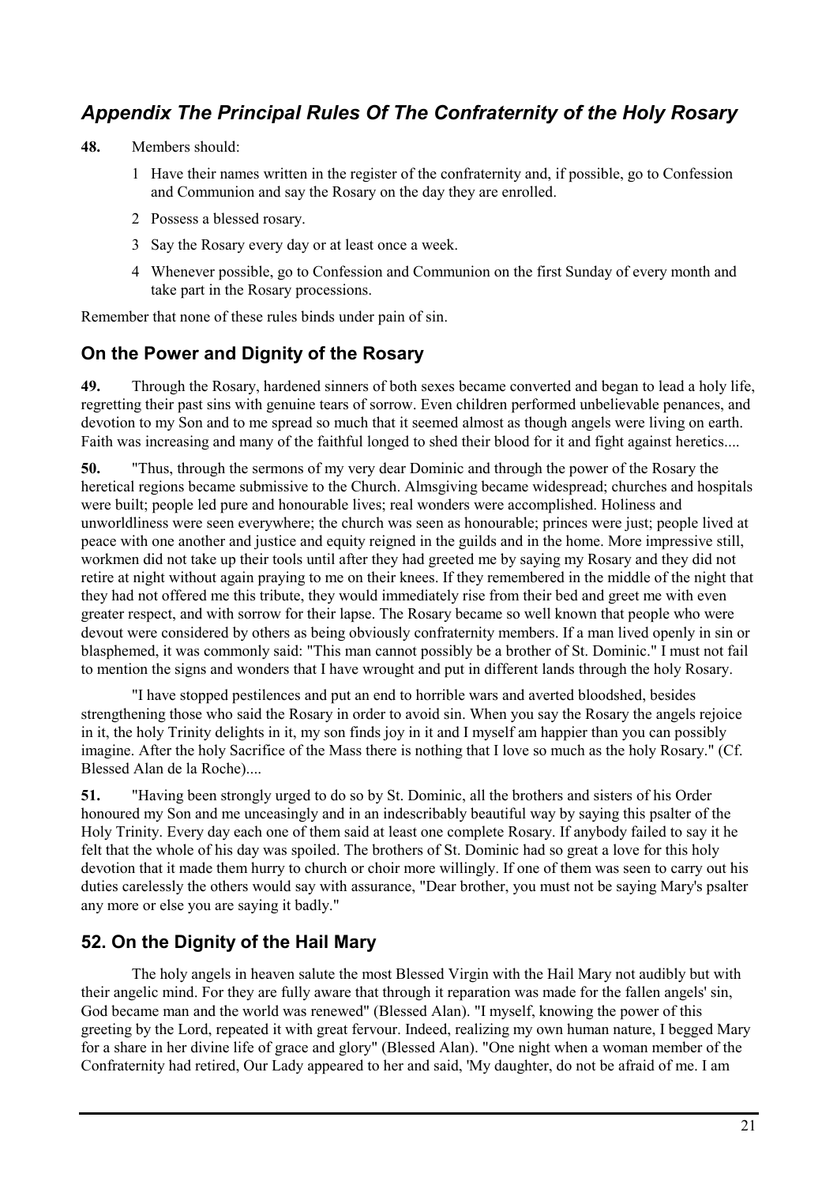## *Appendix The Principal Rules Of The Confraternity of the Holy Rosary*

**48.** Members should:

1. Have their names written in the register of the confraternity and, if possible, go to Confession and Communion and say the Rosary on the day they are enrolled.
2. Possess a blessed rosary.
3. Say the Rosary every day or at least once a week.
4. Whenever possible, go to Confession and Communion on the first Sunday of every month and take part in the Rosary processions.

Remember that none of these rules binds under pain of sin.

## On the Power and Dignity of the Rosary

**49.** Through the Rosary, hardened sinners of both sexes became converted and began to lead a holy life, regretting their past sins with genuine tears of sorrow. Even children performed unbelievable penances, and devotion to my Son and to me spread so much that it seemed almost as though angels were living on earth. Faith was increasing and many of the faithful longed to shed their blood for it and fight against heretics....

**50.** "Thus, through the sermons of my very dear Dominic and through the power of the Rosary the heretical regions became submissive to the Church. Almsgiving became widespread; churches and hospitals were built; people led pure and honourable lives; real wonders were accomplished. Holiness and unworldliness were seen everywhere; the church was seen as honourable; princes were just; people lived at peace with one another and justice and equity reigned in the guilds and in the home. More impressive still, workmen did not take up their tools until after they had greeted me by saying my Rosary and they did not retire at night without again praying to me on their knees. If they remembered in the middle of the night that they had not offered me this tribute, they would immediately rise from their bed and greet me with even greater respect, and with sorrow for their lapse. The Rosary became so well known that people who were devout were considered by others as being obviously confraternity members. If a man lived openly in sin or blasphemed, it was commonly said: "This man cannot possibly be a brother of St. Dominic." I must not fail to mention the signs and wonders that I have wrought and put in different lands through the holy Rosary.

"I have stopped pestilences and put an end to horrible wars and averted bloodshed, besides strengthening those who said the Rosary in order to avoid sin. When you say the Rosary the angels rejoice in it, the holy Trinity delights in it, my son finds joy in it and I myself am happier than you can possibly imagine. After the holy Sacrifice of the Mass there is nothing that I love so much as the holy Rosary." (Cf. Blessed Alan de la Roche)....

**51.** "Having been strongly urged to do so by St. Dominic, all the brothers and sisters of his Order honoured my Son and me unceasingly and in an indescribably beautiful way by saying this psalter of the Holy Trinity. Every day each one of them said at least one complete Rosary. If anybody failed to say it he felt that the whole of his day was spoiled. The brothers of St. Dominic had so great a love for this holy devotion that it made them hurry to church or choir more willingly. If one of them was seen to carry out his duties carelessly the others would say with assurance, "Dear brother, you must not be saying Mary's psalter any more or else you are saying it badly."

## 52. On the Dignity of the Hail Mary

The holy angels in heaven salute the most Blessed Virgin with the Hail Mary not audibly but with their angelic mind. For they are fully aware that through it reparation was made for the fallen angels' sin, God became man and the world was renewed" (Blessed Alan). "I myself, knowing the power of this greeting by the Lord, repeated it with great fervour. Indeed, realizing my own human nature, I begged Mary for a share in her divine life of grace and glory" (Blessed Alan). "One night when a woman member of the Confraternity had retired, Our Lady appeared to her and said, 'My daughter, do not be afraid of me. I am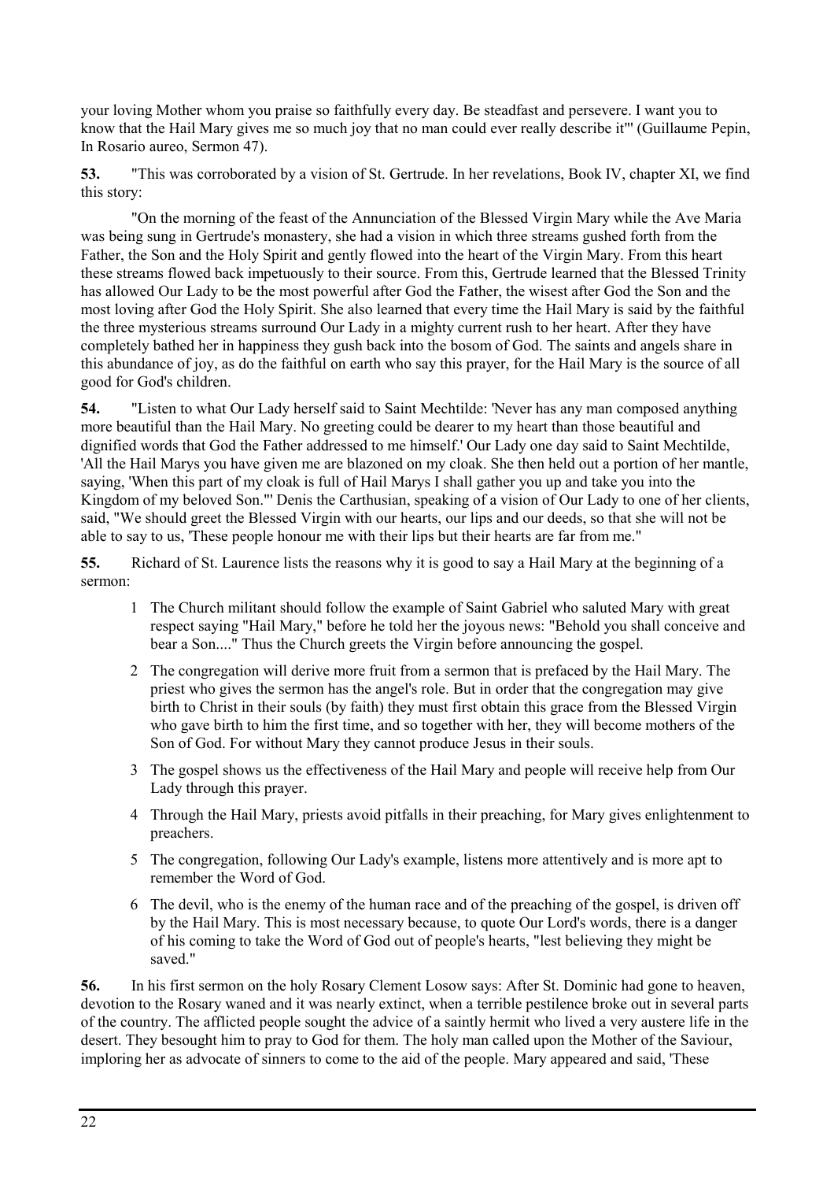your loving Mother whom you praise so faithfully every day. Be steadfast and persevere. I want you to know that the Hail Mary gives me so much joy that no man could ever really describe it'" (Guillaume Pepin, In Rosario aureo, Sermon 47).

**53.** "This was corroborated by a vision of St. Gertrude. In her revelations, Book IV, chapter XI, we find this story:

"On the morning of the feast of the Annunciation of the Blessed Virgin Mary while the Ave Maria was being sung in Gertrude's monastery, she had a vision in which three streams gushed forth from the Father, the Son and the Holy Spirit and gently flowed into the heart of the Virgin Mary. From this heart these streams flowed back impetuously to their source. From this, Gertrude learned that the Blessed Trinity has allowed Our Lady to be the most powerful after God the Father, the wisest after God the Son and the most loving after God the Holy Spirit. She also learned that every time the Hail Mary is said by the faithful the three mysterious streams surround Our Lady in a mighty current rush to her heart. After they have completely bathed her in happiness they gush back into the bosom of God. The saints and angels share in this abundance of joy, as do the faithful on earth who say this prayer, for the Hail Mary is the source of all good for God's children.

**54.** "Listen to what Our Lady herself said to Saint Mechtilde: 'Never has any man composed anything more beautiful than the Hail Mary. No greeting could be dearer to my heart than those beautiful and dignified words that God the Father addressed to me himself.' Our Lady one day said to Saint Mechtilde, 'All the Hail Marys you have given me are blazoned on my cloak. She then held out a portion of her mantle, saying, 'When this part of my cloak is full of Hail Marys I shall gather you up and take you into the Kingdom of my beloved Son.'" Denis the Carthusian, speaking of a vision of Our Lady to one of her clients, said, "We should greet the Blessed Virgin with our hearts, our lips and our deeds, so that she will not be able to say to us, 'These people honour me with their lips but their hearts are far from me."

**55.** Richard of St. Laurence lists the reasons why it is good to say a Hail Mary at the beginning of a sermon:

1. The Church militant should follow the example of Saint Gabriel who saluted Mary with great respect saying "Hail Mary," before he told her the joyous news: "Behold you shall conceive and bear a Son...." Thus the Church greets the Virgin before announcing the gospel.
2. The congregation will derive more fruit from a sermon that is prefaced by the Hail Mary. The priest who gives the sermon has the angel's role. But in order that the congregation may give birth to Christ in their souls (by faith) they must first obtain this grace from the Blessed Virgin who gave birth to him the first time, and so together with her, they will become mothers of the Son of God. For without Mary they cannot produce Jesus in their souls.
3. The gospel shows us the effectiveness of the Hail Mary and people will receive help from Our Lady through this prayer.
4. Through the Hail Mary, priests avoid pitfalls in their preaching, for Mary gives enlightenment to preachers.
5. The congregation, following Our Lady's example, listens more attentively and is more apt to remember the Word of God.
6. The devil, who is the enemy of the human race and of the preaching of the gospel, is driven off by the Hail Mary. This is most necessary because, to quote Our Lord's words, there is a danger of his coming to take the Word of God out of people's hearts, "lest believing they might be saved."

**56.** In his first sermon on the holy Rosary Clement Losow says: After St. Dominic had gone to heaven, devotion to the Rosary waned and it was nearly extinct, when a terrible pestilence broke out in several parts of the country. The afflicted people sought the advice of a saintly hermit who lived a very austere life in the desert. They besought him to pray to God for them. The holy man called upon the Mother of the Saviour, imploring her as advocate of sinners to come to the aid of the people. Mary appeared and said, 'These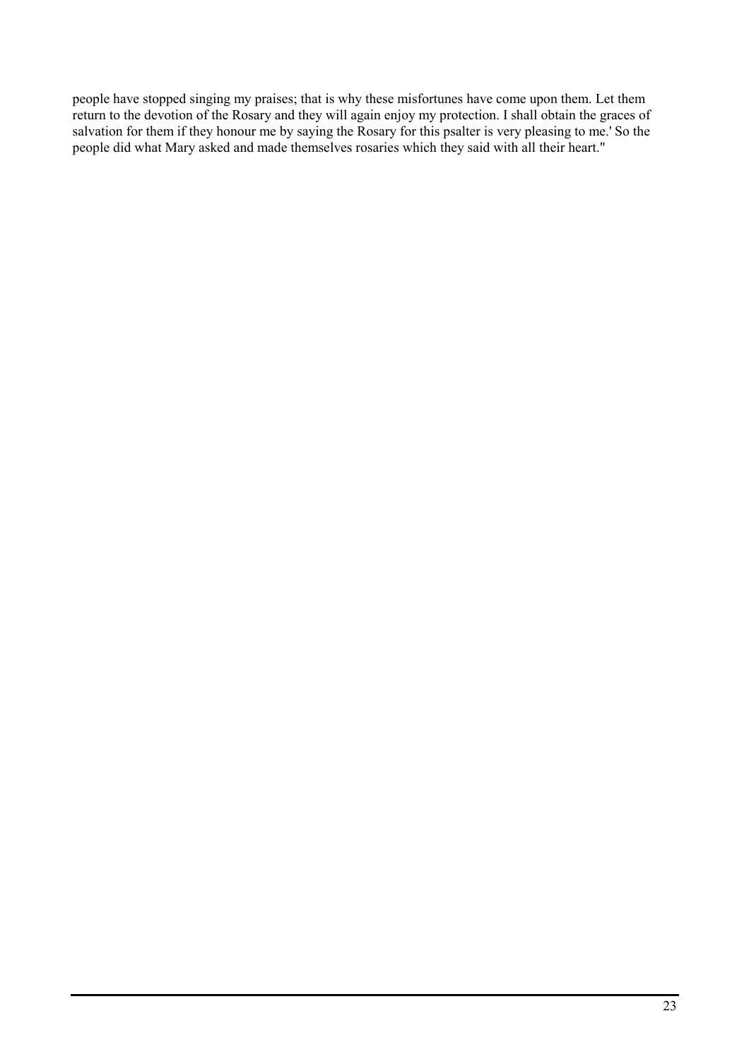people have stopped singing my praises; that is why these misfortunes have come upon them. Let them return to the devotion of the Rosary and they will again enjoy my protection. I shall obtain the graces of salvation for them if they honour me by saying the Rosary for this psalter is very pleasing to me.' So the people did what Mary asked and made themselves rosaries which they said with all their heart."